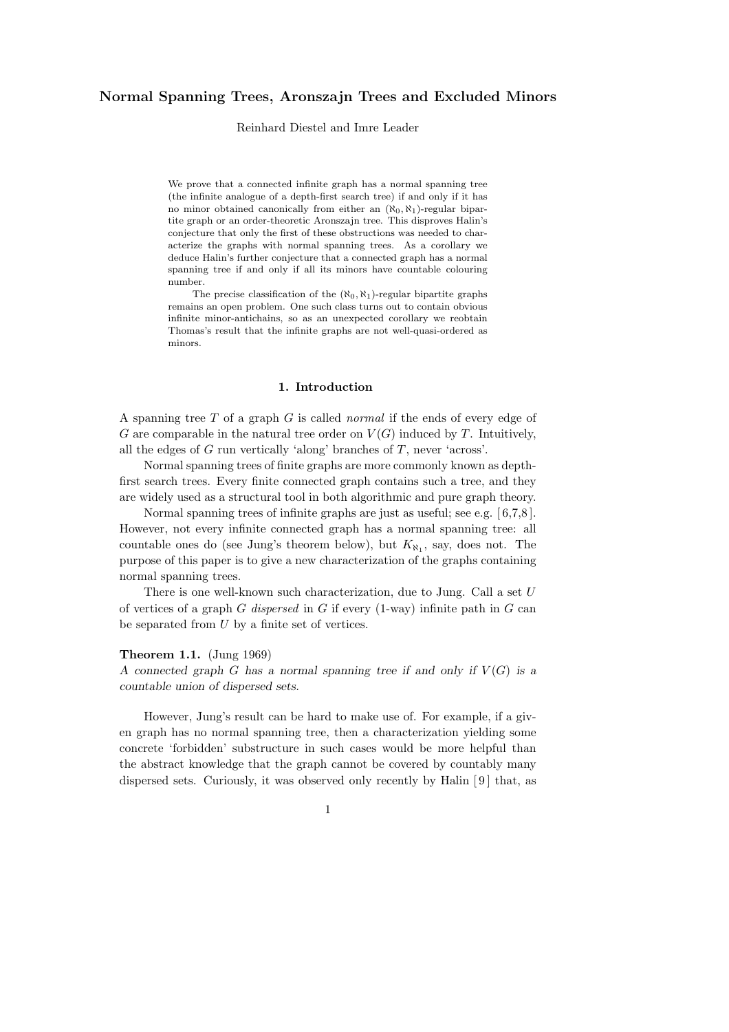# Normal Spanning Trees, Aronszajn Trees and Excluded Minors

Reinhard Diestel and Imre Leader

We prove that a connected infinite graph has a normal spanning tree (the infinite analogue of a depth-first search tree) if and only if it has no minor obtained canonically from either an $(\aleph_0, \aleph_1)$-regular bipartite graph or an order-theoretic Aronszajn tree. This disproves Halin's conjecture that only the first of these obstructions was needed to characterize the graphs with normal spanning trees. As a corollary we deduce Halin's further conjecture that a connected graph has a normal spanning tree if and only if all its minors have countable colouring number.

The precise classification of the $(\aleph_0, \aleph_1)$-regular bipartite graphs remains an open problem. One such class turns out to contain obvious infinite minor-antichains, so as an unexpected corollary we reobtain Thomas's result that the infinite graphs are not well-quasi-ordered as minors.

## 1. Introduction

A spanning tree $T$ of a graph $G$ is called *normal* if the ends of every edge of $G$ are comparable in the natural tree order on $V(G)$ induced by $T$. Intuitively, all the edges of $G$ run vertically 'along' branches of $T$, never 'across'.

Normal spanning trees of finite graphs are more commonly known as depth-first search trees. Every finite connected graph contains such a tree, and they are widely used as a structural tool in both algorithmic and pure graph theory.

Normal spanning trees of infinite graphs are just as useful; see e.g. [6,7,8]. However, not every infinite connected graph has a normal spanning tree: all countable ones do (see Jung's theorem below), but $K_{\aleph_1}$, say, does not. The purpose of this paper is to give a new characterization of the graphs containing normal spanning trees.

There is one well-known such characterization, due to Jung. Call a set $U$ of vertices of a graph $G$ *dispersed* in $G$ if every (1-way) infinite path in $G$ can be separated from $U$ by a finite set of vertices.

**Theorem 1.1.** (Jung 1969)
*A connected graph $G$ has a normal spanning tree if and only if $V(G)$ is a countable union of dispersed sets.*

However, Jung's result can be hard to make use of. For example, if a given graph has no normal spanning tree, then a characterization yielding some concrete 'forbidden' substructure in such cases would be more helpful than the abstract knowledge that the graph cannot be covered by countably many dispersed sets. Curiously, it was observed only recently by Halin [9] that, as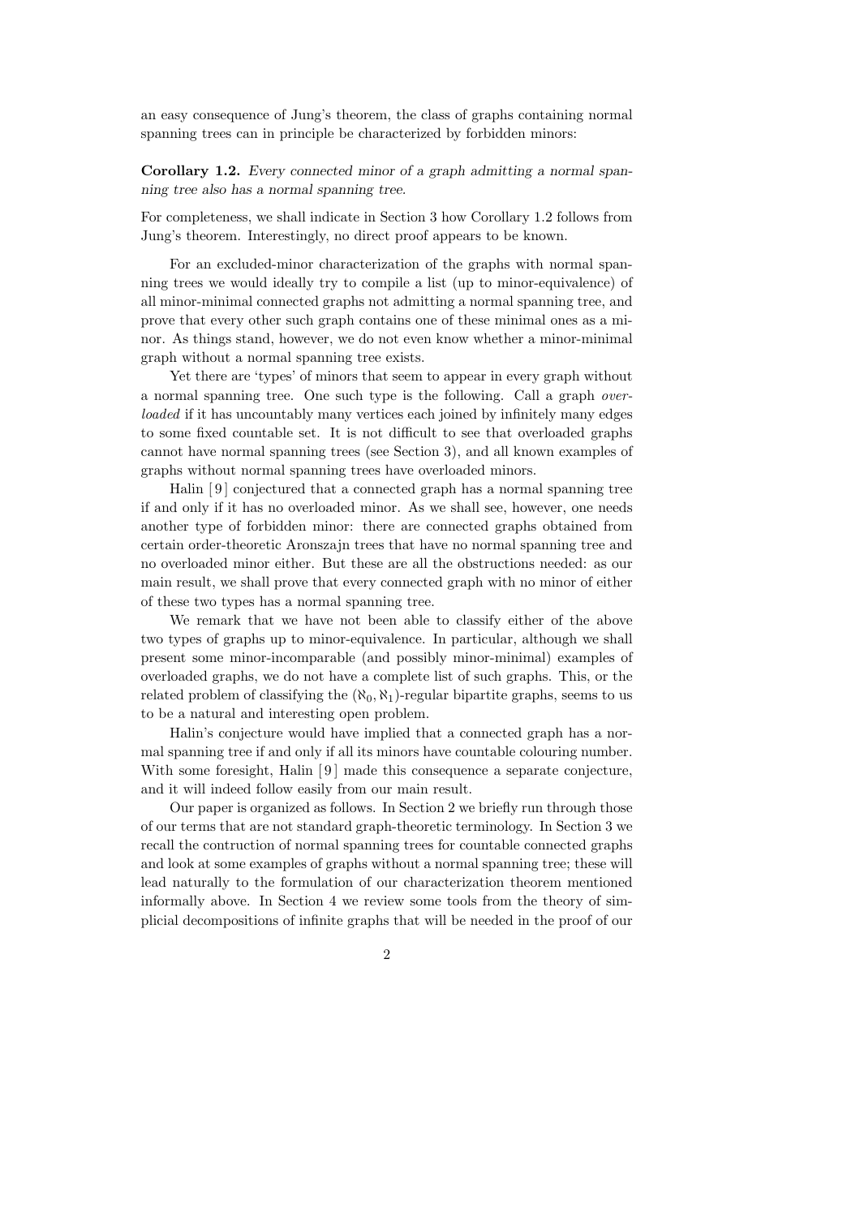an easy consequence of Jung's theorem, the class of graphs containing normal spanning trees can in principle be characterized by forbidden minors:

**Corollary 1.2.** *Every connected minor of a graph admitting a normal spanning tree also has a normal spanning tree.*

For completeness, we shall indicate in Section 3 how Corollary 1.2 follows from Jung's theorem. Interestingly, no direct proof appears to be known.

For an excluded-minor characterization of the graphs with normal spanning trees we would ideally try to compile a list (up to minor-equivalence) of all minor-minimal connected graphs not admitting a normal spanning tree, and prove that every other such graph contains one of these minimal ones as a minor. As things stand, however, we do not even know whether a minor-minimal graph without a normal spanning tree exists.

Yet there are 'types' of minors that seem to appear in every graph without a normal spanning tree. One such type is the following. Call a graph *overloaded* if it has uncountably many vertices each joined by infinitely many edges to some fixed countable set. It is not difficult to see that overloaded graphs cannot have normal spanning trees (see Section 3), and all known examples of graphs without normal spanning trees have overloaded minors.

Halin [9] conjectured that a connected graph has a normal spanning tree if and only if it has no overloaded minor. As we shall see, however, one needs another type of forbidden minor: there are connected graphs obtained from certain order-theoretic Aronszajn trees that have no normal spanning tree and no overloaded minor either. But these are all the obstructions needed: as our main result, we shall prove that every connected graph with no minor of either of these two types has a normal spanning tree.

We remark that we have not been able to classify either of the above two types of graphs up to minor-equivalence. In particular, although we shall present some minor-incomparable (and possibly minor-minimal) examples of overloaded graphs, we do not have a complete list of such graphs. This, or the related problem of classifying the $(\aleph_0, \aleph_1)$-regular bipartite graphs, seems to us to be a natural and interesting open problem.

Halin's conjecture would have implied that a connected graph has a normal spanning tree if and only if all its minors have countable colouring number. With some foresight, Halin [9] made this consequence a separate conjecture, and it will indeed follow easily from our main result.

Our paper is organized as follows. In Section 2 we briefly run through those of our terms that are not standard graph-theoretic terminology. In Section 3 we recall the contruction of normal spanning trees for countable connected graphs and look at some examples of graphs without a normal spanning tree; these will lead naturally to the formulation of our characterization theorem mentioned informally above. In Section 4 we review some tools from the theory of simplicial decompositions of infinite graphs that will be needed in the proof of our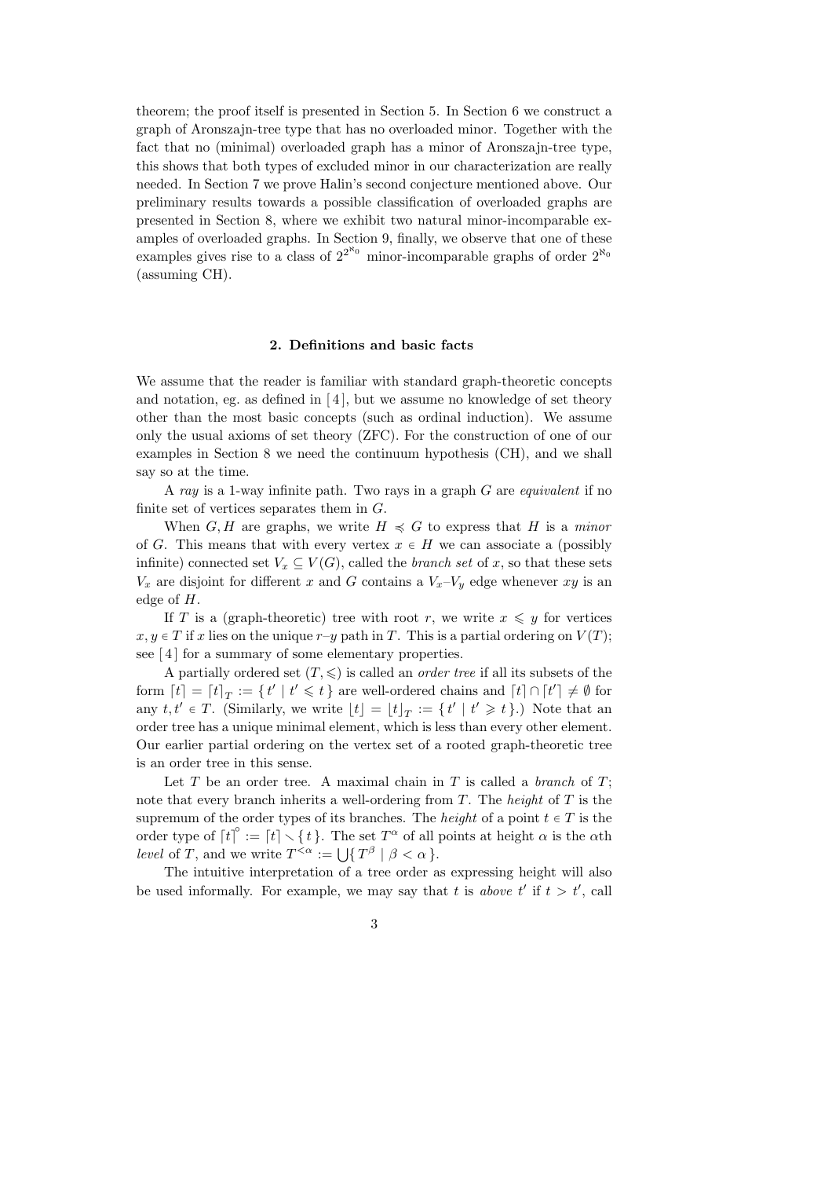theorem; the proof itself is presented in Section 5. In Section 6 we construct a graph of Aronszajn-tree type that has no overloaded minor. Together with the fact that no (minimal) overloaded graph has a minor of Aronszajn-tree type, this shows that both types of excluded minor in our characterization are really needed. In Section 7 we prove Halin's second conjecture mentioned above. Our preliminary results towards a possible classification of overloaded graphs are presented in Section 8, where we exhibit two natural minor-incomparable examples of overloaded graphs. In Section 9, finally, we observe that one of these examples gives rise to a class of $2^{2^{\aleph_0}}$ minor-incomparable graphs of order $2^{\aleph_0}$ (assuming CH).

## 2. Definitions and basic facts

We assume that the reader is familiar with standard graph-theoretic concepts and notation, eg. as defined in [4], but we assume no knowledge of set theory other than the most basic concepts (such as ordinal induction). We assume only the usual axioms of set theory (ZFC). For the construction of one of our examples in Section 8 we need the continuum hypothesis (CH), and we shall say so at the time.

A *ray* is a 1-way infinite path. Two rays in a graph $G$ are *equivalent* if no finite set of vertices separates them in $G$.

When $G, H$ are graphs, we write $H \preccurlyeq G$ to express that $H$ is a *minor* of $G$. This means that with every vertex $x \in H$ we can associate a (possibly infinite) connected set $V_x \subseteq V(G)$, called the *branch set* of $x$, so that these sets $V_x$ are disjoint for different $x$ and $G$ contains a $V_x$–$V_y$ edge whenever $xy$ is an edge of $H$.

If $T$ is a (graph-theoretic) tree with root $r$, we write $x \leqslant y$ for vertices $x, y \in T$ if $x$ lies on the unique $r$–$y$ path in $T$. This is a partial ordering on $V(T)$; see [4] for a summary of some elementary properties.

A partially ordered set $(T, \leqslant)$ is called an *order tree* if all its subsets of the form $\lceil t \rceil = \lceil t \rceil_T := \{\, t' \mid t' \leqslant t \,\}$ are well-ordered chains and $\lceil t \rceil \cap \lceil t' \rceil \neq \emptyset$ for any $t, t' \in T$. (Similarly, we write $\lfloor t \rfloor = \lfloor t \rfloor_T := \{\, t' \mid t' \geqslant t \,\}$.) Note that an order tree has a unique minimal element, which is less than every other element. Our earlier partial ordering on the vertex set of a rooted graph-theoretic tree is an order tree in this sense.

Let $T$ be an order tree. A maximal chain in $T$ is called a *branch* of $T$; note that every branch inherits a well-ordering from $T$. The *height* of $T$ is the supremum of the order types of its branches. The *height* of a point $t \in T$ is the order type of $\lceil t \rceil^{\circ} := \lceil t \rceil \smallsetminus \{ t \}$. The set $T^{\alpha}$ of all points at height $\alpha$ is the $\alpha$th *level* of $T$, and we write $T^{<\alpha} := \bigcup \{\, T^{\beta} \mid \beta < \alpha \,\}$.

The intuitive interpretation of a tree order as expressing height will also be used informally. For example, we may say that $t$ is *above* $t'$ if $t > t'$, call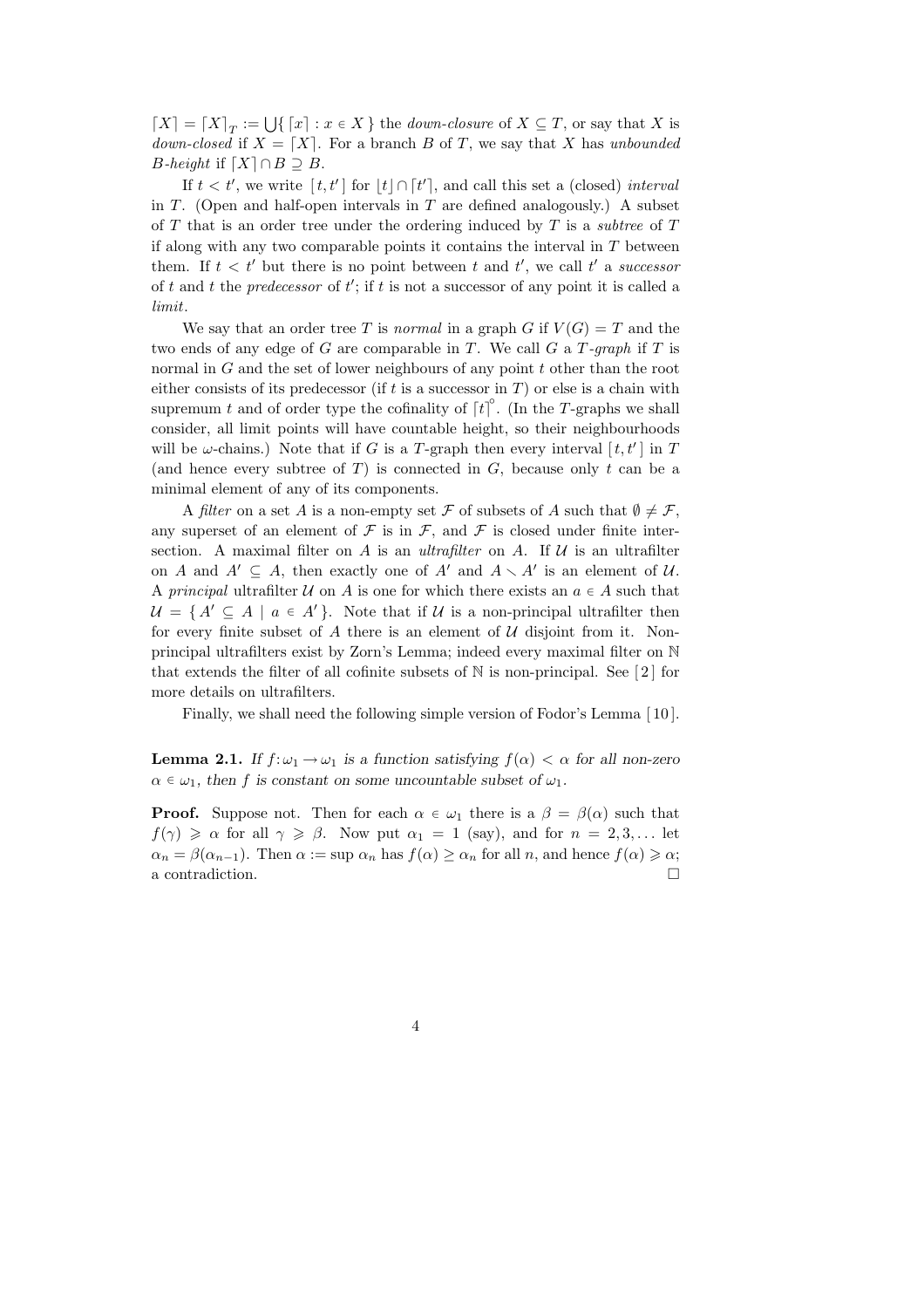$\lceil X \rceil = \lceil X \rceil_T := \bigcup\{ \lceil x \rceil : x \in X \}$ the *down-closure* of $X \subseteq T$, or say that $X$ is *down-closed* if $X = \lceil X \rceil$. For a branch $B$ of $T$, we say that $X$ has *unbounded $B$-height* if $\lceil X \rceil \cap B \supseteq B$.

If $t < t'$, we write $[\, t, t' \,]$ for $\lfloor t \rfloor \cap \lceil t' \rceil$, and call this set a (closed) *interval* in $T$. (Open and half-open intervals in $T$ are defined analogously.) A subset of $T$ that is an order tree under the ordering induced by $T$ is a *subtree* of $T$ if along with any two comparable points it contains the interval in $T$ between them. If $t < t'$ but there is no point between $t$ and $t'$, we call $t'$ a *successor* of $t$ and $t$ the *predecessor* of $t'$; if $t$ is not a successor of any point it is called a *limit*.

We say that an order tree $T$ is *normal* in a graph $G$ if $V(G) = T$ and the two ends of any edge of $G$ are comparable in $T$. We call $G$ a *$T$-graph* if $T$ is normal in $G$ and the set of lower neighbours of any point $t$ other than the root either consists of its predecessor (if $t$ is a successor in $T$) or else is a chain with supremum $t$ and of order type the cofinality of $\lceil t \rceil^{\circ}$. (In the $T$-graphs we shall consider, all limit points will have countable height, so their neighbourhoods will be $\omega$-chains.) Note that if $G$ is a $T$-graph then every interval $[\, t, t' \,]$ in $T$ (and hence every subtree of $T$) is connected in $G$, because only $t$ can be a minimal element of any of its components.

A *filter* on a set $A$ is a non-empty set $\mathcal{F}$ of subsets of $A$ such that $\emptyset \neq \mathcal{F}$, any superset of an element of $\mathcal{F}$ is in $\mathcal{F}$, and $\mathcal{F}$ is closed under finite intersection. A maximal filter on $A$ is an *ultrafilter* on $A$. If $\mathcal{U}$ is an ultrafilter on $A$ and $A' \subseteq A$, then exactly one of $A'$ and $A \setminus A'$ is an element of $\mathcal{U}$. A *principal* ultrafilter $\mathcal{U}$ on $A$ is one for which there exists an $a \in A$ such that $\mathcal{U} = \{\, A' \subseteq A \mid a \in A' \,\}$. Note that if $\mathcal{U}$ is a non-principal ultrafilter then for every finite subset of $A$ there is an element of $\mathcal{U}$ disjoint from it. Non-principal ultrafilters exist by Zorn's Lemma; indeed every maximal filter on $\mathbb{N}$ that extends the filter of all cofinite subsets of $\mathbb{N}$ is non-principal. See [2] for more details on ultrafilters.

Finally, we shall need the following simple version of Fodor's Lemma [10].

**Lemma 2.1.** *If $f\colon \omega_1 \to \omega_1$ is a function satisfying $f(\alpha) < \alpha$ for all non-zero $\alpha \in \omega_1$, then $f$ is constant on some uncountable subset of $\omega_1$.*

**Proof.** Suppose not. Then for each $\alpha \in \omega_1$ there is a $\beta = \beta(\alpha)$ such that $f(\gamma) \geqslant \alpha$ for all $\gamma \geqslant \beta$. Now put $\alpha_1 = 1$ (say), and for $n = 2, 3, \ldots$ let $\alpha_n = \beta(\alpha_{n-1})$. Then $\alpha := \sup \alpha_n$ has $f(\alpha) \geq \alpha_n$ for all $n$, and hence $f(\alpha) \geqslant \alpha$; a contradiction. $\square$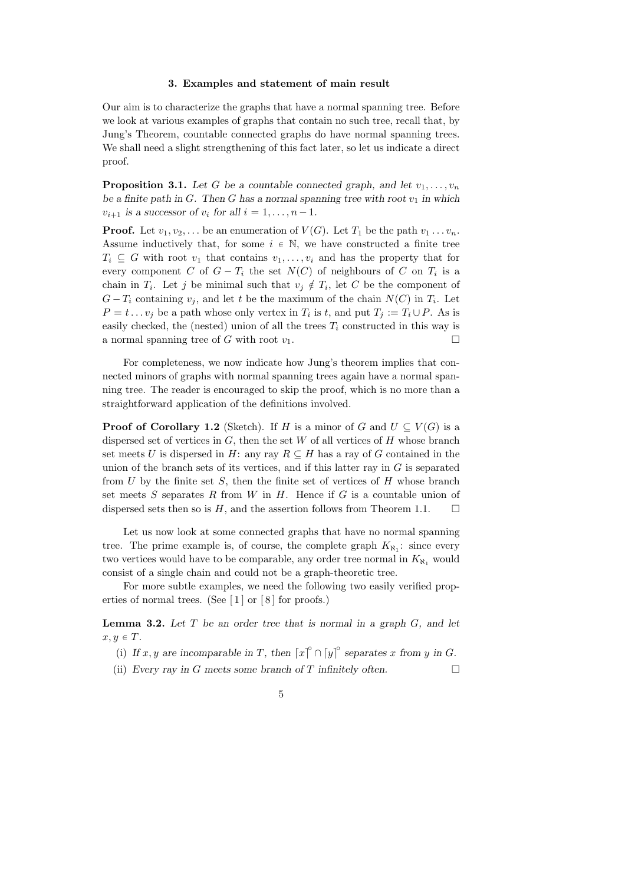### 3. Examples and statement of main result

Our aim is to characterize the graphs that have a normal spanning tree. Before we look at various examples of graphs that contain no such tree, recall that, by Jung's Theorem, countable connected graphs do have normal spanning trees. We shall need a slight strengthening of this fact later, so let us indicate a direct proof.

**Proposition 3.1.** *Let $G$ be a countable connected graph, and let $v_1, \dots, v_n$ be a finite path in $G$. Then $G$ has a normal spanning tree with root $v_1$ in which $v_{i+1}$ is a successor of $v_i$ for all $i = 1, \dots, n-1$.*

**Proof.** Let $v_1, v_2, \dots$ be an enumeration of $V(G)$. Let $T_1$ be the path $v_1 \dots v_n$. Assume inductively that, for some $i \in \mathbb{N}$, we have constructed a finite tree $T_i \subseteq G$ with root $v_1$ that contains $v_1, \dots, v_i$ and has the property that for every component $C$ of $G - T_i$ the set $N(C)$ of neighbours of $C$ on $T_i$ is a chain in $T_i$. Let $j$ be minimal such that $v_j \notin T_i$, let $C$ be the component of $G - T_i$ containing $v_j$, and let $t$ be the maximum of the chain $N(C)$ in $T_i$. Let $P = t \dots v_j$ be a path whose only vertex in $T_i$ is $t$, and put $T_j := T_i \cup P$. As is easily checked, the (nested) union of all the trees $T_i$ constructed in this way is a normal spanning tree of $G$ with root $v_1$. □

For completeness, we now indicate how Jung's theorem implies that connected minors of graphs with normal spanning trees again have a normal spanning tree. The reader is encouraged to skip the proof, which is no more than a straightforward application of the definitions involved.

**Proof of Corollary 1.2** (Sketch). If $H$ is a minor of $G$ and $U \subseteq V(G)$ is a dispersed set of vertices in $G$, then the set $W$ of all vertices of $H$ whose branch set meets $U$ is dispersed in $H$: any ray $R \subseteq H$ has a ray of $G$ contained in the union of the branch sets of its vertices, and if this latter ray in $G$ is separated from $U$ by the finite set $S$, then the finite set of vertices of $H$ whose branch set meets $S$ separates $R$ from $W$ in $H$. Hence if $G$ is a countable union of dispersed sets then so is $H$, and the assertion follows from Theorem 1.1. □

Let us now look at some connected graphs that have no normal spanning tree. The prime example is, of course, the complete graph $K_{\aleph_1}$: since every two vertices would have to be comparable, any order tree normal in $K_{\aleph_1}$ would consist of a single chain and could not be a graph-theoretic tree.

For more subtle examples, we need the following two easily verified properties of normal trees. (See [1] or [8] for proofs.)

**Lemma 3.2.** *Let $T$ be an order tree that is normal in a graph $G$, and let $x, y \in T$.*

(i) *If $x, y$ are incomparable in $T$, then $\lceil x \rceil^{\circ} \cap \lceil y \rceil^{\circ}$ separates $x$ from $y$ in $G$.*

(ii) *Every ray in $G$ meets some branch of $T$ infinitely often.* □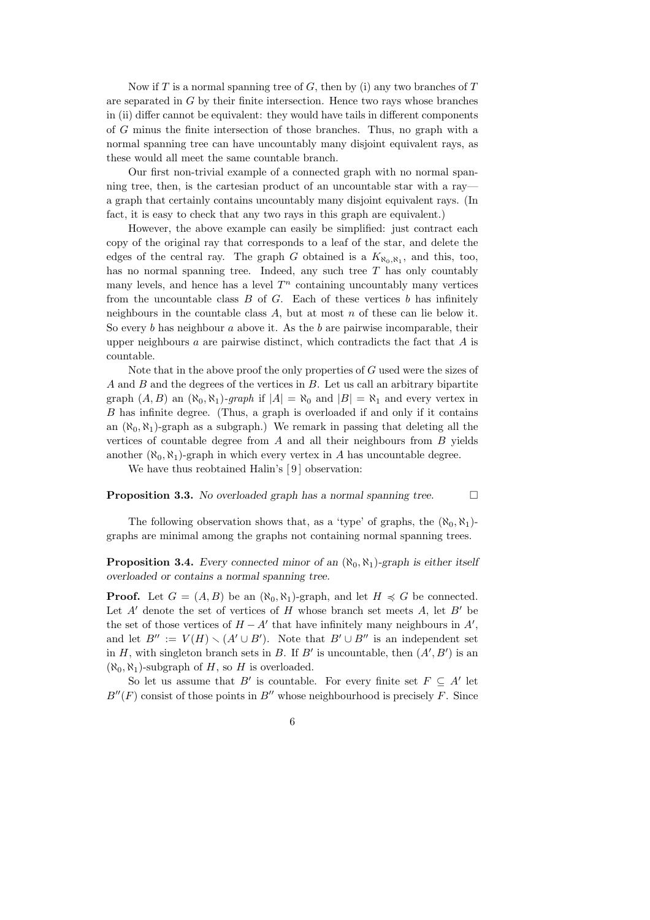Now if $T$ is a normal spanning tree of $G$, then by (i) any two branches of $T$ are separated in $G$ by their finite intersection. Hence two rays whose branches in (ii) differ cannot be equivalent: they would have tails in different components of $G$ minus the finite intersection of those branches. Thus, no graph with a normal spanning tree can have uncountably many disjoint equivalent rays, as these would all meet the same countable branch.

Our first non-trivial example of a connected graph with no normal spanning tree, then, is the cartesian product of an uncountable star with a ray—a graph that certainly contains uncountably many disjoint equivalent rays. (In fact, it is easy to check that any two rays in this graph are equivalent.)

However, the above example can easily be simplified: just contract each copy of the original ray that corresponds to a leaf of the star, and delete the edges of the central ray. The graph $G$ obtained is a $K_{\aleph_0,\aleph_1}$, and this, too, has no normal spanning tree. Indeed, any such tree $T$ has only countably many levels, and hence has a level $T^n$ containing uncountably many vertices from the uncountable class $B$ of $G$. Each of these vertices $b$ has infinitely neighbours in the countable class $A$, but at most $n$ of these can lie below it. So every $b$ has neighbour $a$ above it. As the $b$ are pairwise incomparable, their upper neighbours $a$ are pairwise distinct, which contradicts the fact that $A$ is countable.

Note that in the above proof the only properties of $G$ used were the sizes of $A$ and $B$ and the degrees of the vertices in $B$. Let us call an arbitrary bipartite graph $(A, B)$ an *$(\aleph_0, \aleph_1)$-graph* if $|A| = \aleph_0$ and $|B| = \aleph_1$ and every vertex in $B$ has infinite degree. (Thus, a graph is overloaded if and only if it contains an $(\aleph_0, \aleph_1)$-graph as a subgraph.) We remark in passing that deleting all the vertices of countable degree from $A$ and all their neighbours from $B$ yields another $(\aleph_0, \aleph_1)$-graph in which every vertex in $A$ has uncountable degree.

We have thus reobtained Halin's [9] observation:

**Proposition 3.3.** *No overloaded graph has a normal spanning tree.* □

The following observation shows that, as a 'type' of graphs, the $(\aleph_0, \aleph_1)$-graphs are minimal among the graphs not containing normal spanning trees.

**Proposition 3.4.** *Every connected minor of an $(\aleph_0, \aleph_1)$-graph is either itself overloaded or contains a normal spanning tree.*

**Proof.** Let $G = (A, B)$ be an $(\aleph_0, \aleph_1)$-graph, and let $H \preccurlyeq G$ be connected. Let $A'$ denote the set of vertices of $H$ whose branch set meets $A$, let $B'$ be the set of those vertices of $H - A'$ that have infinitely many neighbours in $A'$, and let $B'' := V(H) \setminus (A' \cup B')$. Note that $B' \cup B''$ is an independent set in $H$, with singleton branch sets in $B$. If $B'$ is uncountable, then $(A', B')$ is an $(\aleph_0, \aleph_1)$-subgraph of $H$, so $H$ is overloaded.

So let us assume that $B'$ is countable. For every finite set $F \subseteq A'$ let $B''(F)$ consist of those points in $B''$ whose neighbourhood is precisely $F$. Since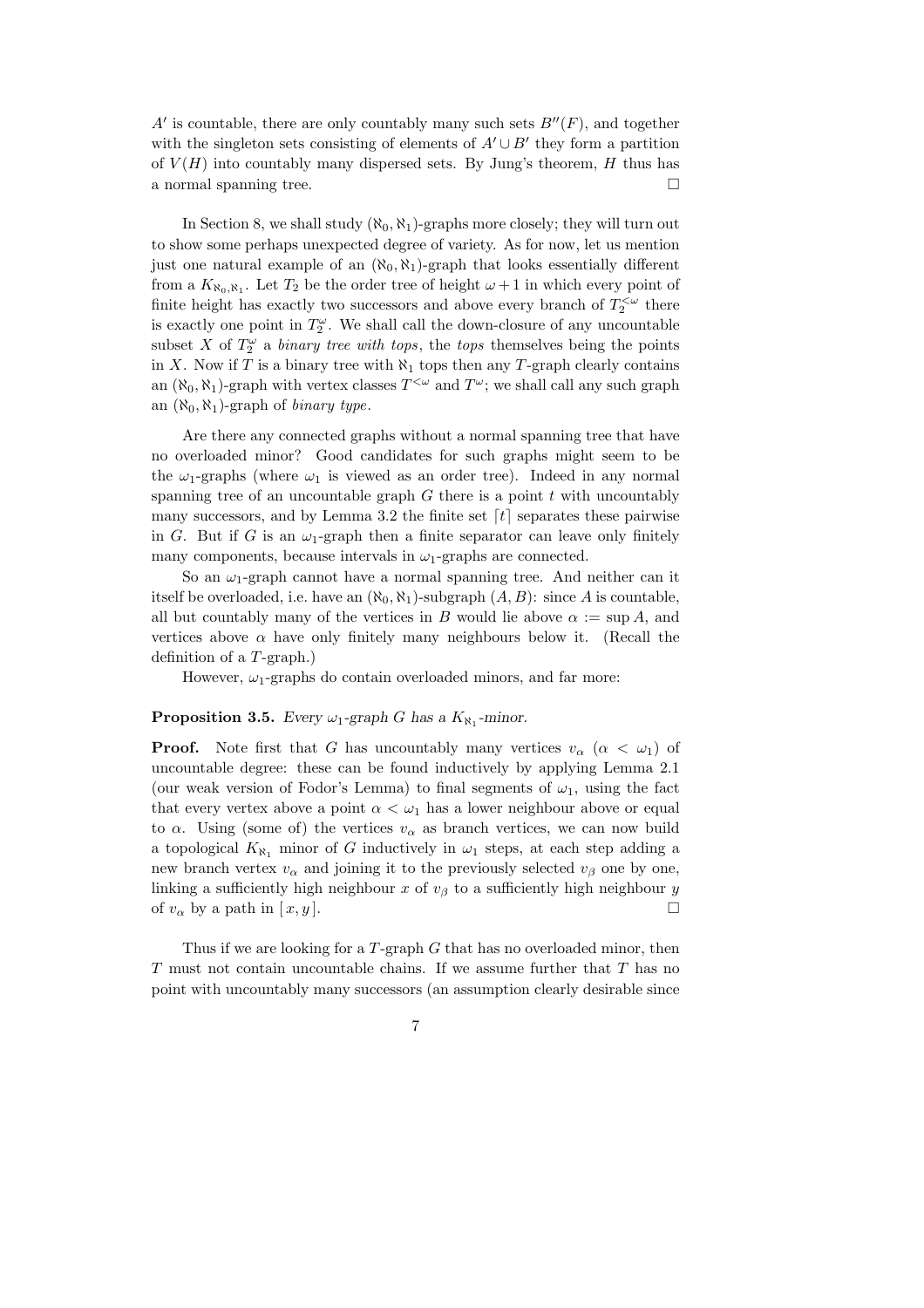$A'$ is countable, there are only countably many such sets $B''(F)$, and together with the singleton sets consisting of elements of $A' \cup B'$ they form a partition of $V(H)$ into countably many dispersed sets. By Jung's theorem, $H$ thus has a normal spanning tree. $\square$

In Section 8, we shall study $(\aleph_0, \aleph_1)$-graphs more closely; they will turn out to show some perhaps unexpected degree of variety. As for now, let us mention just one natural example of an $(\aleph_0, \aleph_1)$-graph that looks essentially different from a $K_{\aleph_0,\aleph_1}$. Let $T_2$ be the order tree of height $\omega + 1$ in which every point of finite height has exactly two successors and above every branch of $T_2^{<\omega}$ there is exactly one point in $T_2^{\omega}$. We shall call the down-closure of any uncountable subset $X$ of $T_2^{\omega}$ a *binary tree with tops*, the *tops* themselves being the points in $X$. Now if $T$ is a binary tree with $\aleph_1$ tops then any $T$-graph clearly contains an $(\aleph_0, \aleph_1)$-graph with vertex classes $T^{<\omega}$ and $T^{\omega}$; we shall call any such graph an $(\aleph_0, \aleph_1)$-graph of *binary type*.

Are there any connected graphs without a normal spanning tree that have no overloaded minor? Good candidates for such graphs might seem to be the $\omega_1$-graphs (where $\omega_1$ is viewed as an order tree). Indeed in any normal spanning tree of an uncountable graph $G$ there is a point $t$ with uncountably many successors, and by Lemma 3.2 the finite set $\lceil t \rceil$ separates these pairwise in $G$. But if $G$ is an $\omega_1$-graph then a finite separator can leave only finitely many components, because intervals in $\omega_1$-graphs are connected.

So an $\omega_1$-graph cannot have a normal spanning tree. And neither can it itself be overloaded, i.e. have an $(\aleph_0, \aleph_1)$-subgraph $(A, B)$: since $A$ is countable, all but countably many of the vertices in $B$ would lie above $\alpha := \sup A$, and vertices above $\alpha$ have only finitely many neighbours below it. (Recall the definition of a $T$-graph.)

However, $\omega_1$-graphs do contain overloaded minors, and far more:

**Proposition 3.5.** *Every $\omega_1$-graph $G$ has a $K_{\aleph_1}$-minor.*

**Proof.** Note first that $G$ has uncountably many vertices $v_\alpha$ ($\alpha < \omega_1$) of uncountable degree: these can be found inductively by applying Lemma 2.1 (our weak version of Fodor's Lemma) to final segments of $\omega_1$, using the fact that every vertex above a point $\alpha < \omega_1$ has a lower neighbour above or equal to $\alpha$. Using (some of) the vertices $v_\alpha$ as branch vertices, we can now build a topological $K_{\aleph_1}$ minor of $G$ inductively in $\omega_1$ steps, at each step adding a new branch vertex $v_\alpha$ and joining it to the previously selected $v_\beta$ one by one, linking a sufficiently high neighbour $x$ of $v_\beta$ to a sufficiently high neighbour $y$ of $v_\alpha$ by a path in $[x, y]$. $\square$

Thus if we are looking for a $T$-graph $G$ that has no overloaded minor, then $T$ must not contain uncountable chains. If we assume further that $T$ has no point with uncountably many successors (an assumption clearly desirable since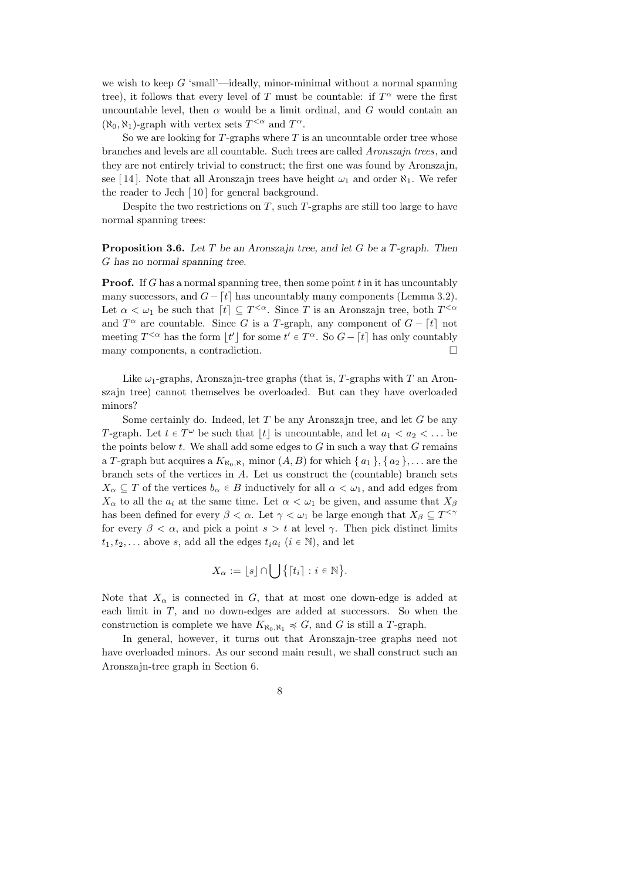we wish to keep $G$ 'small'—ideally, minor-minimal without a normal spanning tree), it follows that every level of $T$ must be countable: if $T^\alpha$ were the first uncountable level, then $\alpha$ would be a limit ordinal, and $G$ would contain an $(\aleph_0, \aleph_1)$-graph with vertex sets $T^{<\alpha}$ and $T^\alpha$.

So we are looking for $T$-graphs where $T$ is an uncountable order tree whose branches and levels are all countable. Such trees are called *Aronszajn trees*, and they are not entirely trivial to construct; the first one was found by Aronszajn, see [14]. Note that all Aronszajn trees have height $\omega_1$ and order $\aleph_1$. We refer the reader to Jech [10] for general background.

Despite the two restrictions on $T$, such $T$-graphs are still too large to have normal spanning trees:

**Proposition 3.6.** *Let $T$ be an Aronszajn tree, and let $G$ be a $T$-graph. Then $G$ has no normal spanning tree.*

**Proof.** If $G$ has a normal spanning tree, then some point $t$ in it has uncountably many successors, and $G - \lceil t \rceil$ has uncountably many components (Lemma 3.2). Let $\alpha < \omega_1$ be such that $\lceil t \rceil \subseteq T^{<\alpha}$. Since $T$ is an Aronszajn tree, both $T^{<\alpha}$ and $T^\alpha$ are countable. Since $G$ is a $T$-graph, any component of $G - \lceil t \rceil$ not meeting $T^{<\alpha}$ has the form $\lfloor t' \rfloor$ for some $t' \in T^\alpha$. So $G - \lceil t \rceil$ has only countably many components, a contradiction. $\square$

Like $\omega_1$-graphs, Aronszajn-tree graphs (that is, $T$-graphs with $T$ an Aronszajn tree) cannot themselves be overloaded. But can they have overloaded minors?

Some certainly do. Indeed, let $T$ be any Aronszajn tree, and let $G$ be any $T$-graph. Let $t \in T^\omega$ be such that $\lfloor t \rfloor$ is uncountable, and let $a_1 < a_2 < \ldots$ be the points below $t$. We shall add some edges to $G$ in such a way that $G$ remains a $T$-graph but acquires a $K_{\aleph_0,\aleph_1}$ minor $(A, B)$ for which $\{ a_1 \}, \{ a_2 \}, \ldots$ are the branch sets of the vertices in $A$. Let us construct the (countable) branch sets $X_\alpha \subseteq T$ of the vertices $b_\alpha \in B$ inductively for all $\alpha < \omega_1$, and add edges from $X_\alpha$ to all the $a_i$ at the same time. Let $\alpha < \omega_1$ be given, and assume that $X_\beta$ has been defined for every $\beta < \alpha$. Let $\gamma < \omega_1$ be large enough that $X_\beta \subseteq T^{<\gamma}$ for every $\beta < \alpha$, and pick a point $s > t$ at level $\gamma$. Then pick distinct limits $t_1, t_2, \ldots$ above $s$, add all the edges $t_i a_i$ ($i \in \mathbb{N}$), and let

$$X_\alpha := \lfloor s \rfloor \cap \bigcup \{ \lceil t_i \rceil : i \in \mathbb{N} \}.$$

Note that $X_\alpha$ is connected in $G$, that at most one down-edge is added at each limit in $T$, and no down-edges are added at successors. So when the construction is complete we have $K_{\aleph_0,\aleph_1} \preccurlyeq G$, and $G$ is still a $T$-graph.

In general, however, it turns out that Aronszajn-tree graphs need not have overloaded minors. As our second main result, we shall construct such an Aronszajn-tree graph in Section 6.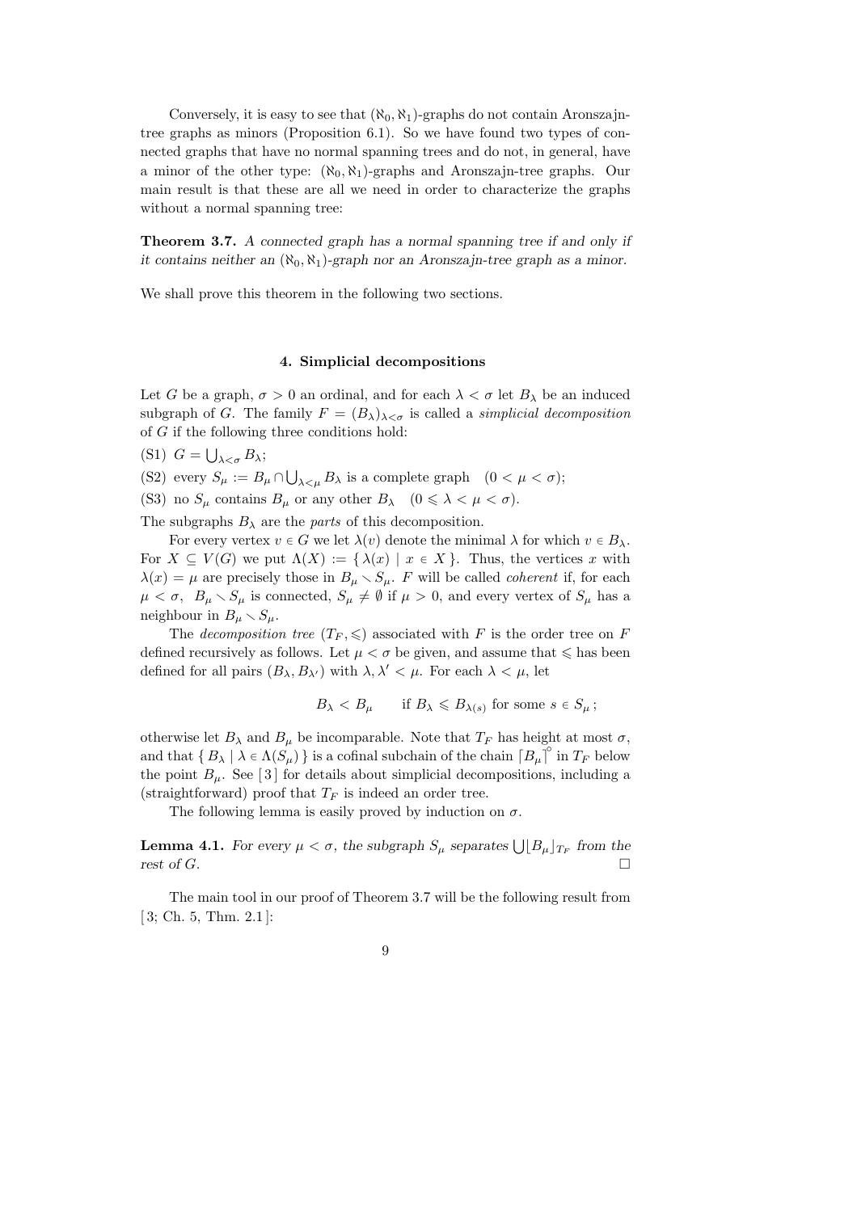Conversely, it is easy to see that $(\aleph_0, \aleph_1)$-graphs do not contain Aronszajn-tree graphs as minors (Proposition 6.1). So we have found two types of connected graphs that have no normal spanning trees and do not, in general, have a minor of the other type: $(\aleph_0, \aleph_1)$-graphs and Aronszajn-tree graphs. Our main result is that these are all we need in order to characterize the graphs without a normal spanning tree:

**Theorem 3.7.** *A connected graph has a normal spanning tree if and only if it contains neither an $(\aleph_0, \aleph_1)$-graph nor an Aronszajn-tree graph as a minor.*

We shall prove this theorem in the following two sections.

## 4. Simplicial decompositions

Let $G$ be a graph, $\sigma > 0$ an ordinal, and for each $\lambda < \sigma$ let $B_\lambda$ be an induced subgraph of $G$. The family $F = (B_\lambda)_{\lambda<\sigma}$ is called a *simplicial decomposition* of $G$ if the following three conditions hold:

(S1) $G = \bigcup_{\lambda<\sigma} B_\lambda$;

(S2) every $S_\mu := B_\mu \cap \bigcup_{\lambda<\mu} B_\lambda$ is a complete graph $\quad (0 < \mu < \sigma)$;

(S3) no $S_\mu$ contains $B_\mu$ or any other $B_\lambda \quad (0 \leqslant \lambda < \mu < \sigma)$.

The subgraphs $B_\lambda$ are the *parts* of this decomposition.

For every vertex $v \in G$ we let $\lambda(v)$ denote the minimal $\lambda$ for which $v \in B_\lambda$. For $X \subseteq V(G)$ we put $\Lambda(X) := \{ \lambda(x) \mid x \in X \}$. Thus, the vertices $x$ with $\lambda(x) = \mu$ are precisely those in $B_\mu \smallsetminus S_\mu$. $F$ will be called *coherent* if, for each $\mu < \sigma$, $B_\mu \smallsetminus S_\mu$ is connected, $S_\mu \neq \emptyset$ if $\mu > 0$, and every vertex of $S_\mu$ has a neighbour in $B_\mu \smallsetminus S_\mu$.

The *decomposition tree* $(T_F, \leqslant)$ associated with $F$ is the order tree on $F$ defined recursively as follows. Let $\mu < \sigma$ be given, and assume that $\leqslant$ has been defined for all pairs $(B_\lambda, B_{\lambda'})$ with $\lambda, \lambda' < \mu$. For each $\lambda < \mu$, let

$$B_\lambda < B_\mu \qquad \text{if } B_\lambda \leqslant B_{\lambda(s)} \text{ for some } s \in S_\mu\,;$$

otherwise let $B_\lambda$ and $B_\mu$ be incomparable. Note that $T_F$ has height at most $\sigma$, and that $\{ B_\lambda \mid \lambda \in \Lambda(S_\mu) \}$ is a cofinal subchain of the chain $\lceil B_\mu \rceil^\circ$ in $T_F$ below the point $B_\mu$. See [3] for details about simplicial decompositions, including a (straightforward) proof that $T_F$ is indeed an order tree.

The following lemma is easily proved by induction on $\sigma$.

**Lemma 4.1.** *For every $\mu < \sigma$, the subgraph $S_\mu$ separates $\bigcup \lfloor B_\mu \rfloor_{T_F}$ from the rest of $G$.* $\square$

The main tool in our proof of Theorem 3.7 will be the following result from [3; Ch. 5, Thm. 2.1]: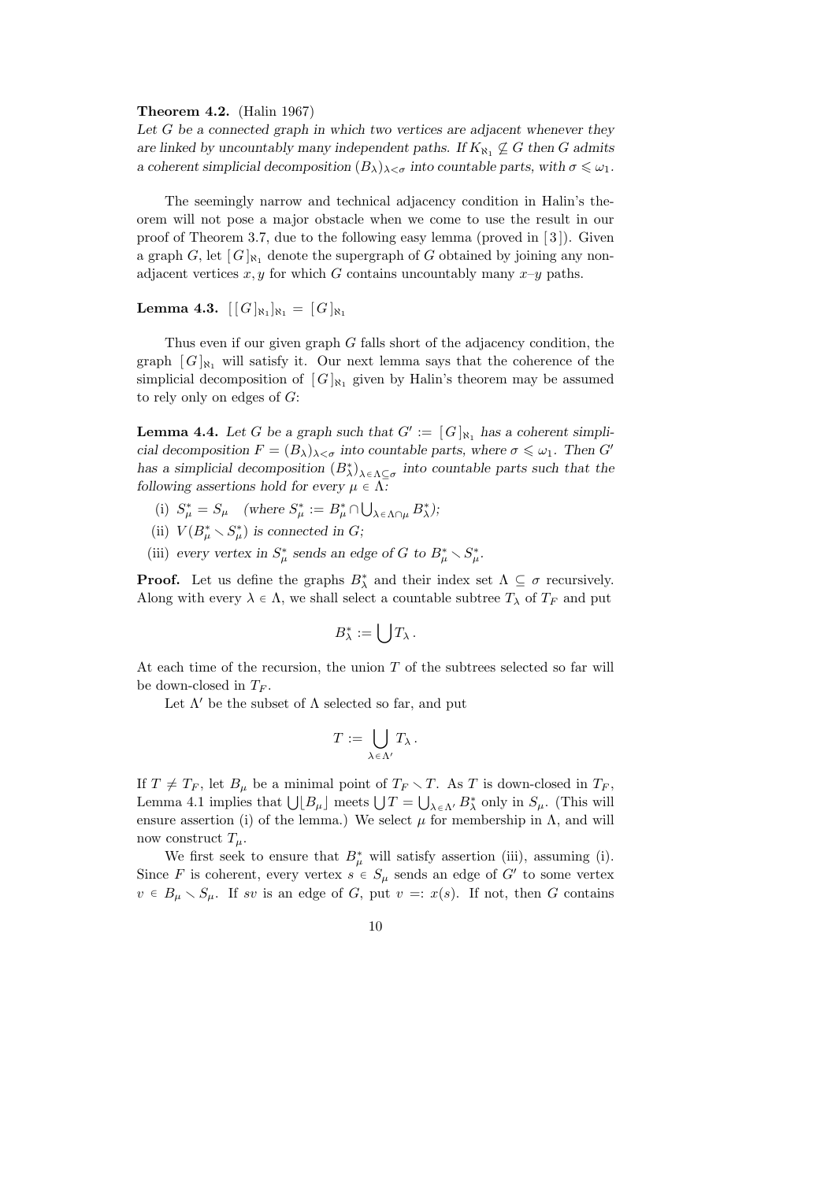**Theorem 4.2.** (Halin 1967)
*Let $G$ be a connected graph in which two vertices are adjacent whenever they are linked by uncountably many independent paths. If $K_{\aleph_1} \not\subseteq G$ then $G$ admits a coherent simplicial decomposition $(B_\lambda)_{\lambda<\sigma}$ into countable parts, with $\sigma \leqslant \omega_1$.*

The seemingly narrow and technical adjacency condition in Halin's theorem will not pose a major obstacle when we come to use the result in our proof of Theorem 3.7, due to the following easy lemma (proved in [3]). Given a graph $G$, let $[G]_{\aleph_1}$ denote the supergraph of $G$ obtained by joining any non-adjacent vertices $x, y$ for which $G$ contains uncountably many $x$–$y$ paths.

**Lemma 4.3.** $[[G]_{\aleph_1}]_{\aleph_1} = [G]_{\aleph_1}$

Thus even if our given graph $G$ falls short of the adjacency condition, the graph $[G]_{\aleph_1}$ will satisfy it. Our next lemma says that the coherence of the simplicial decomposition of $[G]_{\aleph_1}$ given by Halin's theorem may be assumed to rely only on edges of $G$:

**Lemma 4.4.** *Let $G$ be a graph such that $G' := [G]_{\aleph_1}$ has a coherent simplicial decomposition $F = (B_\lambda)_{\lambda<\sigma}$ into countable parts, where $\sigma \leqslant \omega_1$. Then $G'$ has a simplicial decomposition $(B^*_\lambda)_{\lambda \in \Lambda \subseteq \sigma}$ into countable parts such that the following assertions hold for every $\mu \in \Lambda$:*

(i) $S^*_\mu = S_\mu$ *(where $S^*_\mu := B^*_\mu \cap \bigcup_{\lambda \in \Lambda \cap \mu} B^*_\lambda$);*
(ii) *$V(B^*_\mu \smallsetminus S^*_\mu)$ is connected in $G$;*
(iii) *every vertex in $S^*_\mu$ sends an edge of $G$ to $B^*_\mu \smallsetminus S^*_\mu$.*

**Proof.** Let us define the graphs $B^*_\lambda$ and their index set $\Lambda \subseteq \sigma$ recursively. Along with every $\lambda \in \Lambda$, we shall select a countable subtree $T_\lambda$ of $T_F$ and put

$$B^*_\lambda := \bigcup T_\lambda .$$

At each time of the recursion, the union $T$ of the subtrees selected so far will be down-closed in $T_F$.

Let $\Lambda'$ be the subset of $\Lambda$ selected so far, and put

$$T := \bigcup_{\lambda \in \Lambda'} T_\lambda .$$

If $T \neq T_F$, let $B_\mu$ be a minimal point of $T_F \smallsetminus T$. As $T$ is down-closed in $T_F$, Lemma 4.1 implies that $\bigcup \lfloor B_\mu \rfloor$ meets $\bigcup T = \bigcup_{\lambda \in \Lambda'} B^*_\lambda$ only in $S_\mu$. (This will ensure assertion (i) of the lemma.) We select $\mu$ for membership in $\Lambda$, and will now construct $T_\mu$.

We first seek to ensure that $B^*_\mu$ will satisfy assertion (iii), assuming (i). Since $F$ is coherent, every vertex $s \in S_\mu$ sends an edge of $G'$ to some vertex $v \in B_\mu \smallsetminus S_\mu$. If $sv$ is an edge of $G$, put $v =: x(s)$. If not, then $G$ contains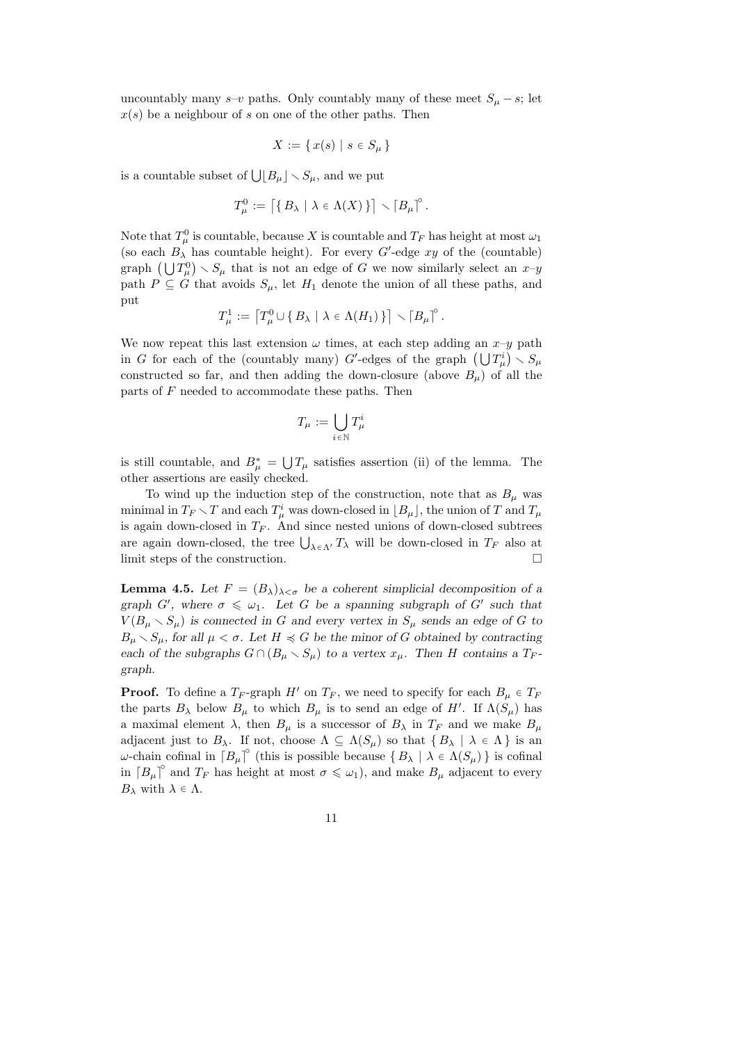uncountably many $s$–$v$ paths. Only countably many of these meet $S_\mu - s$; let $x(s)$ be a neighbour of $s$ on one of the other paths. Then

$$X := \{\, x(s) \mid s \in S_\mu \,\}$$

is a countable subset of $\bigcup \lfloor B_\mu \rfloor \smallsetminus S_\mu$, and we put

$$T_\mu^0 := \lceil \{\, B_\lambda \mid \lambda \in \Lambda(X) \,\} \rceil \smallsetminus \lceil B_\mu \rceil^\circ .$$

Note that $T_\mu^0$ is countable, because $X$ is countable and $T_F$ has height at most $\omega_1$ (so each $B_\lambda$ has countable height). For every $G'$-edge $xy$ of the (countable) graph $\left(\bigcup T_\mu^0\right) \smallsetminus S_\mu$ that is not an edge of $G$ we now similarly select an $x$–$y$ path $P \subseteq G$ that avoids $S_\mu$, let $H_1$ denote the union of all these paths, and put

$$T_\mu^1 := \lceil T_\mu^0 \cup \{\, B_\lambda \mid \lambda \in \Lambda(H_1) \,\} \rceil \smallsetminus \lceil B_\mu \rceil^\circ .$$

We now repeat this last extension $\omega$ times, at each step adding an $x$–$y$ path in $G$ for each of the (countably many) $G'$-edges of the graph $\left(\bigcup T_\mu^i\right) \smallsetminus S_\mu$ constructed so far, and then adding the down-closure (above $B_\mu$) of all the parts of $F$ needed to accommodate these paths. Then

$$T_\mu := \bigcup_{i \in \mathbb{N}} T_\mu^i$$

is still countable, and $B_\mu^* = \bigcup T_\mu$ satisfies assertion (ii) of the lemma. The other assertions are easily checked.

To wind up the induction step of the construction, note that as $B_\mu$ was minimal in $T_F \smallsetminus T$ and each $T_\mu^i$ was down-closed in $\lfloor B_\mu \rfloor$, the union of $T$ and $T_\mu$ is again down-closed in $T_F$. And since nested unions of down-closed subtrees are again down-closed, the tree $\bigcup_{\lambda \in \Lambda'} T_\lambda$ will be down-closed in $T_F$ also at limit steps of the construction. $\square$

**Lemma 4.5.** *Let $F = (B_\lambda)_{\lambda < \sigma}$ be a coherent simplicial decomposition of a graph $G'$, where $\sigma \leqslant \omega_1$. Let $G$ be a spanning subgraph of $G'$ such that $V(B_\mu \smallsetminus S_\mu)$ is connected in $G$ and every vertex in $S_\mu$ sends an edge of $G$ to $B_\mu \smallsetminus S_\mu$, for all $\mu < \sigma$. Let $H \preccurlyeq G$ be the minor of $G$ obtained by contracting each of the subgraphs $G \cap (B_\mu \smallsetminus S_\mu)$ to a vertex $x_\mu$. Then $H$ contains a $T_F$-graph.*

**Proof.** To define a $T_F$-graph $H'$ on $T_F$, we need to specify for each $B_\mu \in T_F$ the parts $B_\lambda$ below $B_\mu$ to which $B_\mu$ is to send an edge of $H'$. If $\Lambda(S_\mu)$ has a maximal element $\lambda$, then $B_\mu$ is a successor of $B_\lambda$ in $T_F$ and we make $B_\mu$ adjacent just to $B_\lambda$. If not, choose $\Lambda \subseteq \Lambda(S_\mu)$ so that $\{\, B_\lambda \mid \lambda \in \Lambda \,\}$ is an $\omega$-chain cofinal in $\lceil B_\mu \rceil^\circ$ (this is possible because $\{\, B_\lambda \mid \lambda \in \Lambda(S_\mu) \,\}$ is cofinal in $\lceil B_\mu \rceil^\circ$ and $T_F$ has height at most $\sigma \leqslant \omega_1$), and make $B_\mu$ adjacent to every $B_\lambda$ with $\lambda \in \Lambda$.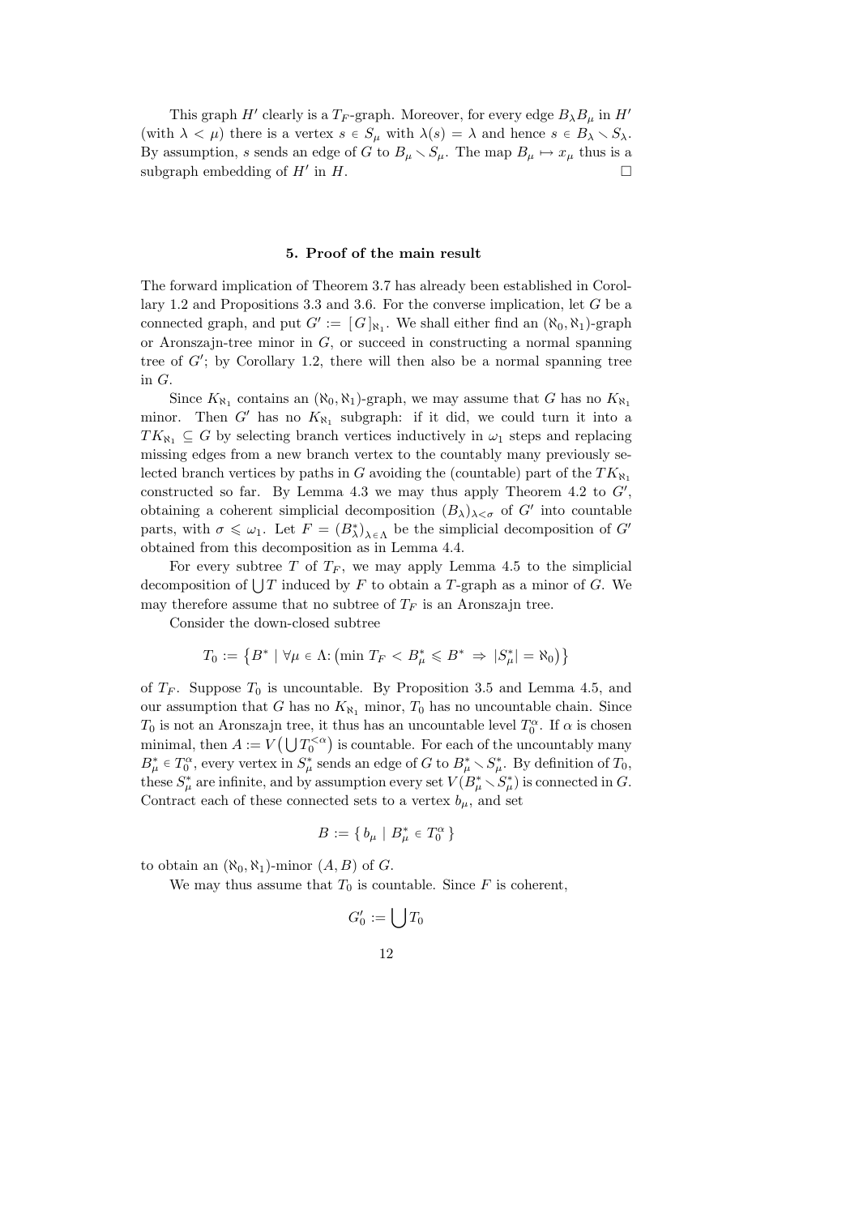This graph $H'$ clearly is a $T_F$-graph. Moreover, for every edge $B_\lambda B_\mu$ in $H'$ (with $\lambda < \mu$) there is a vertex $s \in S_\mu$ with $\lambda(s) = \lambda$ and hence $s \in B_\lambda \smallsetminus S_\lambda$. By assumption, $s$ sends an edge of $G$ to $B_\mu \smallsetminus S_\mu$. The map $B_\mu \mapsto x_\mu$ thus is a subgraph embedding of $H'$ in $H$. $\square$

## 5. Proof of the main result

The forward implication of Theorem 3.7 has already been established in Corollary 1.2 and Propositions 3.3 and 3.6. For the converse implication, let $G$ be a connected graph, and put $G' := \lceil G \rceil_{\aleph_1}$. We shall either find an $(\aleph_0, \aleph_1)$-graph or Aronszajn-tree minor in $G$, or succeed in constructing a normal spanning tree of $G'$; by Corollary 1.2, there will then also be a normal spanning tree in $G$.

Since $K_{\aleph_1}$ contains an $(\aleph_0, \aleph_1)$-graph, we may assume that $G$ has no $K_{\aleph_1}$ minor. Then $G'$ has no $K_{\aleph_1}$ subgraph: if it did, we could turn it into a $TK_{\aleph_1} \subseteq G$ by selecting branch vertices inductively in $\omega_1$ steps and replacing missing edges from a new branch vertex to the countably many previously selected branch vertices by paths in $G$ avoiding the (countable) part of the $TK_{\aleph_1}$ constructed so far. By Lemma 4.3 we may thus apply Theorem 4.2 to $G'$, obtaining a coherent simplicial decomposition $(B_\lambda)_{\lambda<\sigma}$ of $G'$ into countable parts, with $\sigma \leqslant \omega_1$. Let $F = (B^*_\lambda)_{\lambda \in \Lambda}$ be the simplicial decomposition of $G'$ obtained from this decomposition as in Lemma 4.4.

For every subtree $T$ of $T_F$, we may apply Lemma 4.5 to the simplicial decomposition of $\bigcup T$ induced by $F$ to obtain a $T$-graph as a minor of $G$. We may therefore assume that no subtree of $T_F$ is an Aronszajn tree.

Consider the down-closed subtree

$$T_0 := \big\{ B^* \mid \forall \mu \in \Lambda \colon \big(\min T_F < B^*_\mu \leqslant B^* \Rightarrow |S^*_\mu| = \aleph_0\big)\big\}$$

of $T_F$. Suppose $T_0$ is uncountable. By Proposition 3.5 and Lemma 4.5, and our assumption that $G$ has no $K_{\aleph_1}$ minor, $T_0$ has no uncountable chain. Since $T_0$ is not an Aronszajn tree, it thus has an uncountable level $T_0^\alpha$. If $\alpha$ is chosen minimal, then $A := V\big(\bigcup T_0^{<\alpha}\big)$ is countable. For each of the uncountably many $B^*_\mu \in T_0^\alpha$, every vertex in $S^*_\mu$ sends an edge of $G$ to $B^*_\mu \smallsetminus S^*_\mu$. By definition of $T_0$, these $S^*_\mu$ are infinite, and by assumption every set $V(B^*_\mu \smallsetminus S^*_\mu)$ is connected in $G$. Contract each of these connected sets to a vertex $b_\mu$, and set

$$B := \{\, b_\mu \mid B^*_\mu \in T_0^\alpha \,\}$$

to obtain an $(\aleph_0, \aleph_1)$-minor $(A, B)$ of $G$.

We may thus assume $T_0$ is countable. Since $F$ is coherent,

$$G'_0 := \bigcup T_0$$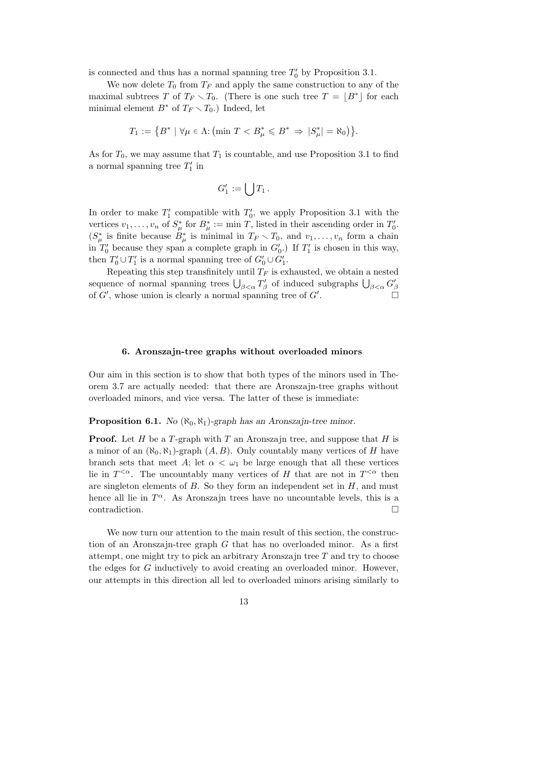is connected and thus has a normal spanning tree $T'_0$ by Proposition 3.1.

We now delete $T_0$ from $T_F$ and apply the same construction to any of the maximal subtrees $T$ of $T_F \setminus T_0$. (There is one such tree $T = \lfloor B^* \rfloor$ for each minimal element $B^*$ of $T_F \setminus T_0$.) Indeed, let

$$T_1 := \{B^* \mid \forall \mu \in \Lambda\colon (\min T < B^*_\mu \leqslant B^* \Rightarrow |S^*_\mu| = \aleph_0)\}.$$

As for $T_0$, we may assume that $T_1$ is countable, and use Proposition 3.1 to find a normal spanning tree $T'_1$ in

$$G'_1 := \bigcup T_1 .$$

In order to make $T'_1$ compatible with $T'_0$, we apply Proposition 3.1 with the vertices $v_1, \ldots, v_n$ of $S^*_\mu$ for $B^*_\mu := \min T$, listed in their ascending order in $T'_0$. ($S^*_\mu$ is finite because $B^*_\mu$ is minimal in $T_F \setminus T_0$, and $v_1, \ldots, v_n$ form a chain in $T'_0$ because they span a complete graph in $G'_0$.) If $T'_1$ is chosen in this way, then $T'_0 \cup T'_1$ is a normal spanning tree of $G'_0 \cup G'_1$.

Repeating this step transfinitely until $T_F$ is exhausted, we obtain a nested sequence of normal spanning trees $\bigcup_{\beta<\alpha} T'_\beta$ of induced subgraphs $\bigcup_{\beta<\alpha} G'_\beta$ of $G'$, whose union is clearly a normal spanning tree of $G'$. $\square$

## 6. Aronszajn-tree graphs without overloaded minors

Our aim in this section is to show that both types of the minors used in Theorem 3.7 are actually needed: that there are Aronszajn-tree graphs without overloaded minors, and vice versa. The latter of these is immediate:

**Proposition 6.1.** *No $(\aleph_0, \aleph_1)$-graph has an Aronszajn-tree minor.*

**Proof.** Let $H$ be a $T$-graph with $T$ an Aronszajn tree, and suppose that $H$ is a minor of an $(\aleph_0, \aleph_1)$-graph $(A, B)$. Only countably many vertices of $H$ have branch sets that meet $A$; let $\alpha < \omega_1$ be large enough that all these vertices lie in $T^{<\alpha}$. The uncountably many vertices of $H$ that are not in $T^{<\alpha}$ then are singleton elements of $B$. So they form an independent set in $H$, and must hence all lie in $T^\alpha$. As Aronszajn trees have no uncountable levels, this is a contradiction. $\square$

We now turn our attention to the main result of this section, the construction of an Aronszajn-tree graph $G$ that has no overloaded minor. As a first attempt, one might try to pick an arbitrary Aronszajn tree $T$ and try to choose the edges for $G$ inductively to avoid creating an overloaded minor. However, our attempts in this direction all led to overloaded minors arising similarly to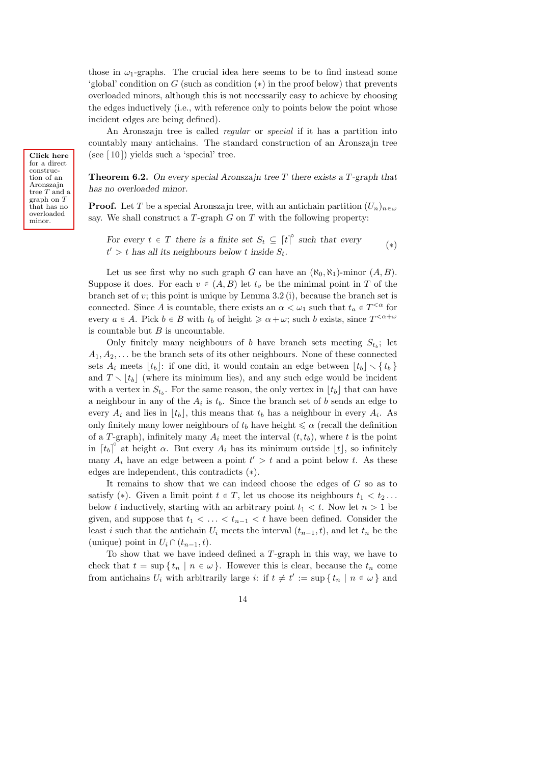those in $\omega_1$-graphs. The crucial idea here seems to be to find instead some 'global' condition on $G$ (such as condition $(*)$ in the proof below) that prevents overloaded minors, although this is not necessarily easy to achieve by choosing the edges inductively (i.e., with reference only to points below the point whose incident edges are being defined).

An Aronszajn tree is called *regular* or *special* if it has a partition into countably many antichains. The standard construction of an Aronszajn tree (see [10]) yields such a 'special' tree.

**Click here** for a direct construction of an Aronszajn tree $T$ and a graph on $T$ that has no overloaded minor.

**Theorem 6.2.** *On every special Aronszajn tree $T$ there exists a $T$-graph that has no overloaded minor.*

**Proof.** Let $T$ be a special Aronszajn tree, with an antichain partition $(U_n)_{n\in\omega}$ say. We shall construct a $T$-graph $G$ on $T$ with the following property:

$$\text{For every } t \in T \text{ there is a finite set } S_t \subseteq \lceil t \rceil^{\circ} \text{ such that every } t' > t \text{ has all its neighbours below } t \text{ inside } S_t. \qquad (*)$$

Let us see first why no such graph $G$ can have an $(\aleph_0, \aleph_1)$-minor $(A, B)$. Suppose it does. For each $v \in (A, B)$ let $t_v$ be the minimal point in $T$ of the branch set of $v$; this point is unique by Lemma 3.2 (i), because the branch set is connected. Since $A$ is countable, there exists an $\alpha < \omega_1$ such that $t_a \in T^{<\alpha}$ for every $a \in A$. Pick $b \in B$ with $t_b$ of height $\geqslant \alpha + \omega$; such $b$ exists, since $T^{<\alpha+\omega}$ is countable but $B$ is uncountable.

Only finitely many neighbours of $b$ have branch sets meeting $S_{t_b}$; let $A_1, A_2, \dots$ be the branch sets of its other neighbours. None of these connected sets $A_i$ meets $\lfloor t_b \rfloor$: if one did, it would contain an edge between $\lfloor t_b \rfloor \smallsetminus \{ t_b \}$ and $T \smallsetminus \lfloor t_b \rfloor$ (where its minimum lies), and any such edge would be incident with a vertex in $S_{t_b}$. For the same reason, the only vertex in $\lfloor t_b \rfloor$ that can have a neighbour in any of the $A_i$ is $t_b$. Since the branch set of $b$ sends an edge to every $A_i$ and lies in $\lfloor t_b \rfloor$, this means that $t_b$ has a neighbour in every $A_i$. As only finitely many lower neighbours of $t_b$ have height $\leqslant \alpha$ (recall the definition of a $T$-graph), infinitely many $A_i$ meet the interval $(t, t_b)$, where $t$ is the point in $\lceil t_b \rceil^{\circ}$ at height $\alpha$. But every $A_i$ has its minimum outside $\lfloor t \rfloor$, so infinitely many $A_i$ have an edge between a point $t' > t$ and a point below $t$. As these edges are independent, this contradicts $(*)$.

It remains to show that we can indeed choose the edges of $G$ so as to satisfy $(*)$. Given a limit point $t \in T$, let us choose its neighbours $t_1 < t_2 \dots$ below $t$ inductively, starting with an arbitrary point $t_1 < t$. Now let $n > 1$ be given, and suppose that $t_1 < \dots < t_{n-1} < t$ have been defined. Consider the least $i$ such that the antichain $U_i$ meets the interval $(t_{n-1}, t)$, and let $t_n$ be the (unique) point in $U_i \cap (t_{n-1}, t)$.

To show that we have indeed defined a $T$-graph in this way, we have to check that $t = \sup \{ t_n \mid n \in \omega \}$. However this is clear, because the $t_n$ come from antichains $U_i$ with arbitrarily large $i$: if $t \neq t' := \sup \{ t_n \mid n \in \omega \}$ and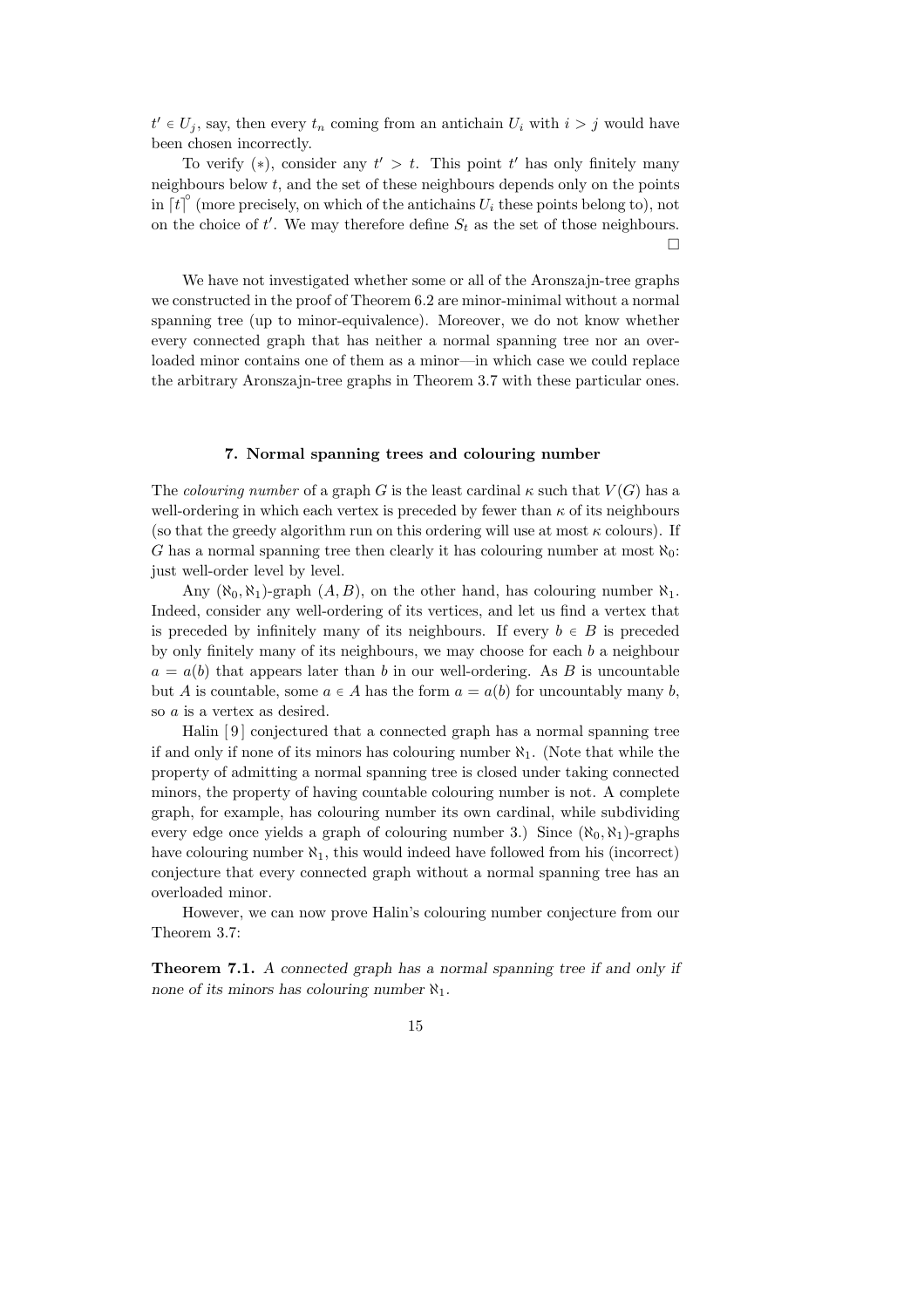$t' \in U_j$, say, then every $t_n$ coming from an antichain $U_i$ with $i > j$ would have been chosen incorrectly.

To verify (∗), consider any $t' > t$. This point $t'$ has only finitely many neighbours below $t$, and the set of these neighbours depends only on the points in $\lceil t \rceil^{\circ}$ (more precisely, on which of the antichains $U_i$ these points belong to), not on the choice of $t'$. We may therefore define $S_t$ as the set of those neighbours. □

We have not investigated whether some or all of the Aronszajn-tree graphs we constructed in the proof of Theorem 6.2 are minor-minimal without a normal spanning tree (up to minor-equivalence). Moreover, we do not know whether every connected graph that has neither a normal spanning tree nor an overloaded minor contains one of them as a minor—in which case we could replace the arbitrary Aronszajn-tree graphs in Theorem 3.7 with these particular ones.

## 7. Normal spanning trees and colouring number

The *colouring number* of a graph $G$ is the least cardinal $\kappa$ such that $V(G)$ has a well-ordering in which each vertex is preceded by fewer than $\kappa$ of its neighbours (so that the greedy algorithm run on this ordering will use at most $\kappa$ colours). If $G$ has a normal spanning tree then clearly it has colouring number at most $\aleph_0$: just well-order level by level.

Any $(\aleph_0, \aleph_1)$-graph $(A, B)$, on the other hand, has colouring number $\aleph_1$. Indeed, consider any well-ordering of its vertices, and let us find a vertex that is preceded by infinitely many of its neighbours. If every $b \in B$ is preceded by only finitely many of its neighbours, we may choose for each $b$ a neighbour $a = a(b)$ that appears later than $b$ in our well-ordering. As $B$ is uncountable but $A$ is countable, some $a \in A$ has the form $a = a(b)$ for uncountably many $b$, so $a$ is a vertex as desired.

Halin [9] conjectured that a connected graph has a normal spanning tree if and only if none of its minors has colouring number $\aleph_1$. (Note that while the property of admitting a normal spanning tree is closed under taking connected minors, the property of having countable colouring number is not. A complete graph, for example, has colouring number its own cardinal, while subdividing every edge once yields a graph of colouring number 3.) Since $(\aleph_0, \aleph_1)$-graphs have colouring number $\aleph_1$, this would indeed have followed from his (incorrect) conjecture that every connected graph without a normal spanning tree has an overloaded minor.

However, we can now prove Halin's colouring number conjecture from our Theorem 3.7:

**Theorem 7.1.** *A connected graph has a normal spanning tree if and only if none of its minors has colouring number $\aleph_1$.*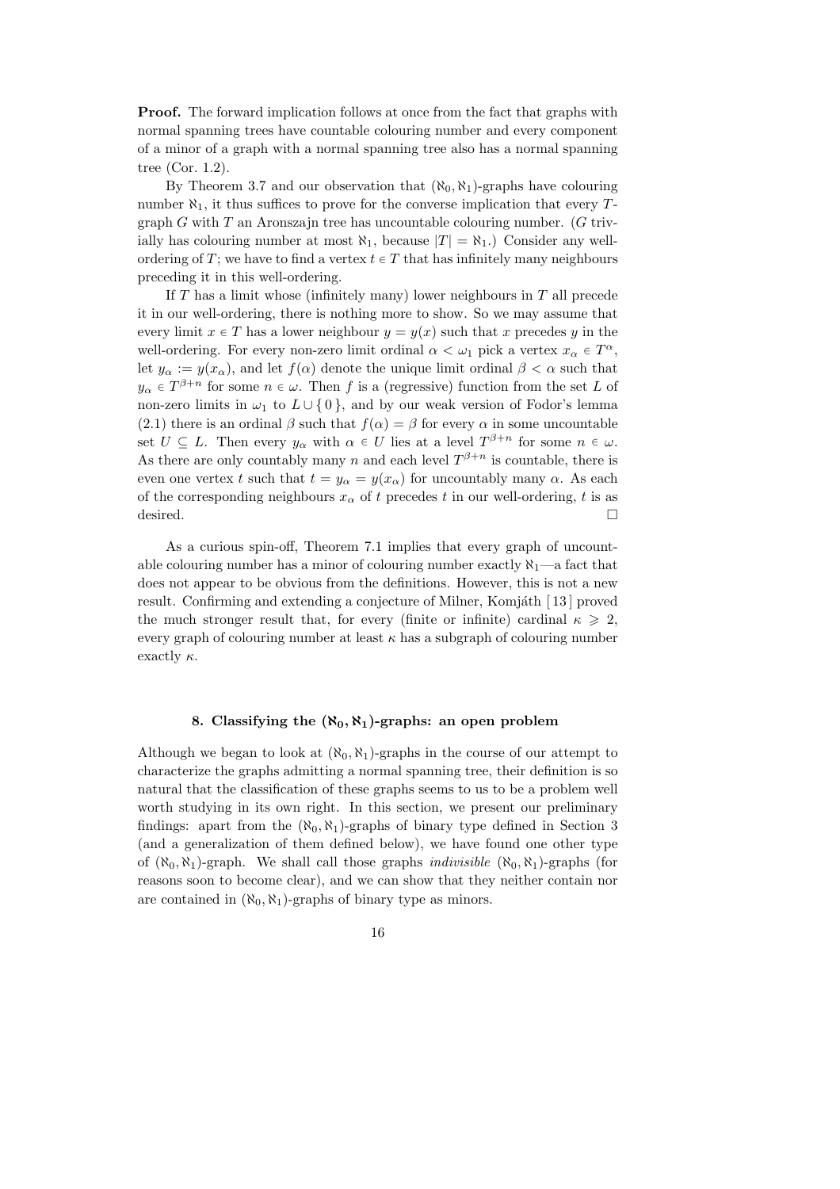**Proof.** The forward implication follows at once from the fact that graphs with normal spanning trees have countable colouring number and every component of a minor of a graph with a normal spanning tree also has a normal spanning tree (Cor. 1.2).

By Theorem 3.7 and our observation that $(\aleph_0, \aleph_1)$-graphs have colouring number $\aleph_1$, it thus suffices to prove for the converse implication that every $T$-graph $G$ with $T$ an Aronszajn tree has uncountable colouring number. ($G$ trivially has colouring number at most $\aleph_1$, because $|T| = \aleph_1$.) Consider any well-ordering of $T$; we have to find a vertex $t \in T$ that has infinitely many neighbours preceding it in this well-ordering.

If $T$ has a limit whose (infinitely many) lower neighbours in $T$ all precede it in our well-ordering, there is nothing more to show. So we may assume that every limit $x \in T$ has a lower neighbour $y = y(x)$ such that $x$ precedes $y$ in the well-ordering. For every non-zero limit ordinal $\alpha < \omega_1$ pick a vertex $x_\alpha \in T^\alpha$, let $y_\alpha := y(x_\alpha)$, and let $f(\alpha)$ denote the unique limit ordinal $\beta < \alpha$ such that $y_\alpha \in T^{\beta+n}$ for some $n \in \omega$. Then $f$ is a (regressive) function from the set $L$ of non-zero limits in $\omega_1$ to $L \cup \{0\}$, and by our weak version of Fodor's lemma (2.1) there is an ordinal $\beta$ such that $f(\alpha) = \beta$ for every $\alpha$ in some uncountable set $U \subseteq L$. Then every $y_\alpha$ with $\alpha \in U$ lies at a level $T^{\beta+n}$ for some $n \in \omega$. As there are only countably many $n$ and each level $T^{\beta+n}$ is countable, there is even one vertex $t$ such that $t = y_\alpha = y(x_\alpha)$ for uncountably many $\alpha$. As each of the corresponding neighbours $x_\alpha$ of $t$ precedes $t$ in our well-ordering, $t$ is as desired. □

As a curious spin-off, Theorem 7.1 implies that every graph of uncountable colouring number has a minor of colouring number exactly $\aleph_1$—a fact that does not appear to be obvious from the definitions. However, this is not a new result. Confirming and extending a conjecture of Milner, Komjáth [13] proved the much stronger result that, for every (finite or infinite) cardinal $\kappa \geqslant 2$, every graph of colouring number at least $\kappa$ has a subgraph of colouring number exactly $\kappa$.

## 8. Classifying the $(\aleph_0, \aleph_1)$-graphs: an open problem

Although we began to look at $(\aleph_0, \aleph_1)$-graphs in the course of our attempt to characterize the graphs admitting a normal spanning tree, their definition is so natural that the classification of these graphs seems to us to be a problem well worth studying in its own right. In this section, we present our preliminary findings: apart from the $(\aleph_0, \aleph_1)$-graphs of binary type defined in Section 3 (and a generalization of them defined below), we have found one other type of $(\aleph_0, \aleph_1)$-graph. We shall call those graphs *indivisible* $(\aleph_0, \aleph_1)$-graphs (for reasons soon to become clear), and we can show that they neither contain nor are contained in $(\aleph_0, \aleph_1)$-graphs of binary type as minors.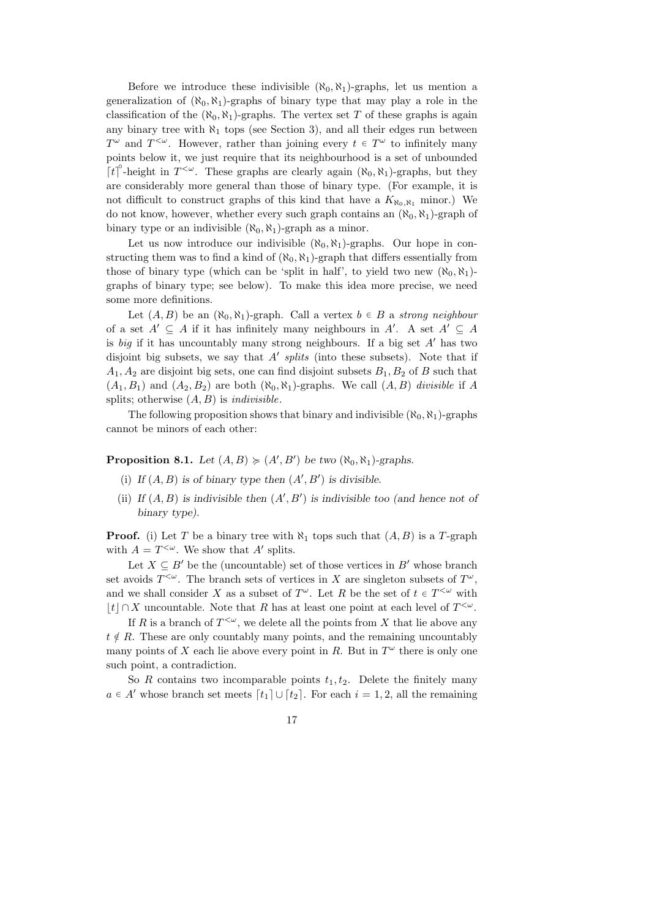Before we introduce these indivisible $(\aleph_0, \aleph_1)$-graphs, let us mention a generalization of $(\aleph_0, \aleph_1)$-graphs of binary type that may play a role in the classification of the $(\aleph_0, \aleph_1)$-graphs. The vertex set $T$ of these graphs is again any binary tree with $\aleph_1$ tops (see Section 3), and all their edges run between $T^\omega$ and $T^{<\omega}$. However, rather than joining every $t \in T^\omega$ to infinitely many points below it, we just require that its neighbourhood is a set of unbounded $\lceil t \rceil^\circ$-height in $T^{<\omega}$. These graphs are clearly again $(\aleph_0, \aleph_1)$-graphs, but they are considerably more general than those of binary type. (For example, it is not difficult to construct graphs of this kind that have a $K_{\aleph_0,\aleph_1}$ minor.) We do not know, however, whether every such graph contains an $(\aleph_0, \aleph_1)$-graph of binary type or an indivisible $(\aleph_0, \aleph_1)$-graph as a minor.

Let us now introduce our indivisible $(\aleph_0, \aleph_1)$-graphs. Our hope in constructing them was to find a kind of $(\aleph_0, \aleph_1)$-graph that differs essentially from those of binary type (which can be 'split in half', to yield two new $(\aleph_0, \aleph_1)$-graphs of binary type; see below). To make this idea more precise, we need some more definitions.

Let $(A, B)$ be an $(\aleph_0, \aleph_1)$-graph. Call a vertex $b \in B$ a *strong neighbour* of a set $A' \subseteq A$ if it has infinitely many neighbours in $A'$. A set $A' \subseteq A$ is *big* if it has uncountably many strong neighbours. If a big set $A'$ has two disjoint big subsets, we say that $A'$ *splits* (into these subsets). Note that if $A_1, A_2$ are disjoint big sets, one can find disjoint subsets $B_1, B_2$ of $B$ such that $(A_1, B_1)$ and $(A_2, B_2)$ are both $(\aleph_0, \aleph_1)$-graphs. We call $(A, B)$ *divisible* if $A$ splits; otherwise $(A, B)$ is *indivisible*.

The following proposition shows that binary and indivisible $(\aleph_0, \aleph_1)$-graphs cannot be minors of each other:

**Proposition 8.1.** *Let $(A, B) \succcurlyeq (A', B')$ be two $(\aleph_0, \aleph_1)$-graphs.*

(i) *If $(A, B)$ is of binary type then $(A', B')$ is divisible.*

(ii) *If $(A, B)$ is indivisible then $(A', B')$ is indivisible too (and hence not of binary type).*

**Proof.** (i) Let $T$ be a binary tree with $\aleph_1$ tops such that $(A, B)$ is a $T$-graph with $A = T^{<\omega}$. We show that $A'$ splits.

Let $X \subseteq B'$ be the (uncountable) set of those vertices in $B'$ whose branch set avoids $T^{<\omega}$. The branch sets of vertices in $X$ are singleton subsets of $T^\omega$, and we shall consider $X$ as a subset of $T^\omega$. Let $R$ be the set of $t \in T^{<\omega}$ with $\lfloor t \rfloor \cap X$ uncountable. Note that $R$ has at least one point at each level of $T^{<\omega}$.

If $R$ is a branch of $T^{<\omega}$, we delete all the points from $X$ that lie above any $t \notin R$. These are only countably many points, and the remaining uncountably many points of $X$ each lie above every point in $R$. But in $T^\omega$ there is only one such point, a contradiction.

So $R$ contains two incomparable points $t_1, t_2$. Delete the finitely many $a \in A'$ whose branch set meets $\lceil t_1 \rceil \cup \lceil t_2 \rceil$. For each $i = 1, 2$, all the remaining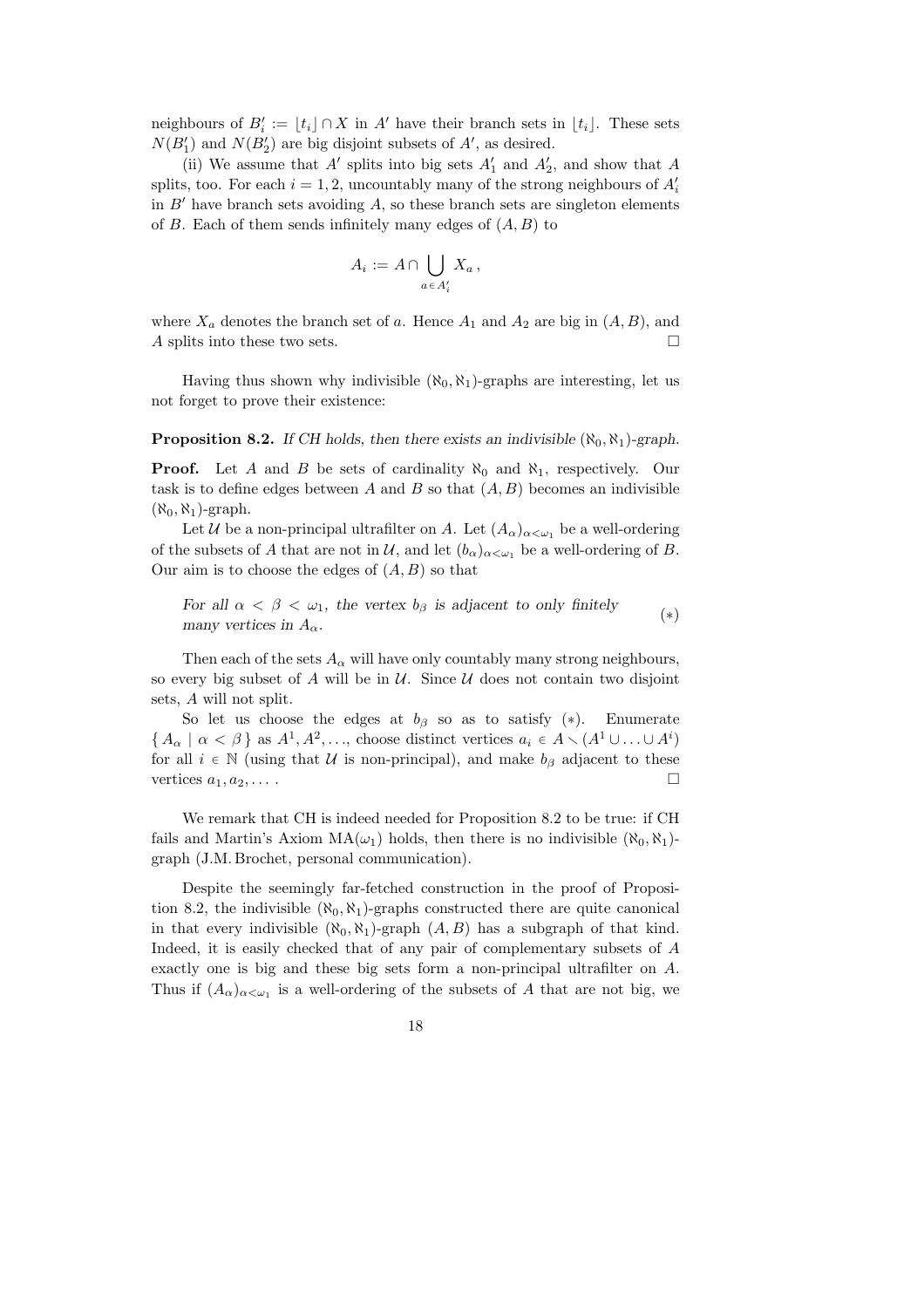neighbours of $B'_i := \lfloor t_i \rfloor \cap X$ in $A'$ have their branch sets in $\lfloor t_i \rfloor$. These sets $N(B'_1)$ and $N(B'_2)$ are big disjoint subsets of $A'$, as desired.

(ii) We assume that $A'$ splits into big sets $A'_1$ and $A'_2$, and show that $A$ splits, too. For each $i = 1, 2$, uncountably many of the strong neighbours of $A'_i$ in $B'$ have branch sets avoiding $A$, so these branch sets are singleton elements of $B$. Each of them sends infinitely many edges of $(A, B)$ to

$$A_i := A \cap \bigcup_{a \in A'_i} X_a \,,$$

where $X_a$ denotes the branch set of $a$. Hence $A_1$ and $A_2$ are big in $(A, B)$, and $A$ splits into these two sets. □

Having thus shown why indivisible $(\aleph_0, \aleph_1)$-graphs are interesting, let us not forget to prove their existence:

**Proposition 8.2.** *If CH holds, then there exists an indivisible $(\aleph_0, \aleph_1)$-graph.*

**Proof.** Let $A$ and $B$ be sets of cardinality $\aleph_0$ and $\aleph_1$, respectively. Our task is to define edges between $A$ and $B$ so that $(A, B)$ becomes an indivisible $(\aleph_0, \aleph_1)$-graph.

Let $\mathcal{U}$ be a non-principal ultrafilter on $A$. Let $(A_\alpha)_{\alpha < \omega_1}$ be a well-ordering of the subsets of $A$ that are not in $\mathcal{U}$, and let $(b_\alpha)_{\alpha < \omega_1}$ be a well-ordering of $B$. Our aim is to choose the edges of $(A, B)$ so that

*For all $\alpha < \beta < \omega_1$, the vertex $b_\beta$ is adjacent to only finitely many vertices in $A_\alpha$.* $(*)$

Then each of the sets $A_\alpha$ will have only countably many strong neighbours, so every big subset of $A$ will be in $\mathcal{U}$. Since $\mathcal{U}$ does not contain two disjoint sets, $A$ will not split.

So let us choose the edges at $b_\beta$ so as to satisfy $(*)$. Enumerate $\{ A_\alpha \mid \alpha < \beta \}$ as $A^1, A^2, \ldots$, choose distinct vertices $a_i \in A \setminus (A^1 \cup \ldots \cup A^i)$ for all $i \in \mathbb{N}$ (using that $\mathcal{U}$ is non-principal), and make $b_\beta$ adjacent to these vertices $a_1, a_2, \ldots$ . □

We remark that CH is indeed needed for Proposition 8.2 to be true: if CH fails and Martin's Axiom $\mathrm{MA}(\omega_1)$ holds, then there is no indivisible $(\aleph_0, \aleph_1)$-graph (J.M. Brochet, personal communication).

Despite the seemingly far-fetched construction in the proof of Proposition 8.2, the indivisible $(\aleph_0, \aleph_1)$-graphs constructed there are quite canonical in that every indivisible $(\aleph_0, \aleph_1)$-graph $(A, B)$ has a subgraph of that kind. Indeed, it is easily checked that of any pair of complementary subsets of $A$ exactly one is big and these big sets form a non-principal ultrafilter on $A$. Thus if $(A_\alpha)_{\alpha < \omega_1}$ is a well-ordering of the subsets of $A$ that are not big, we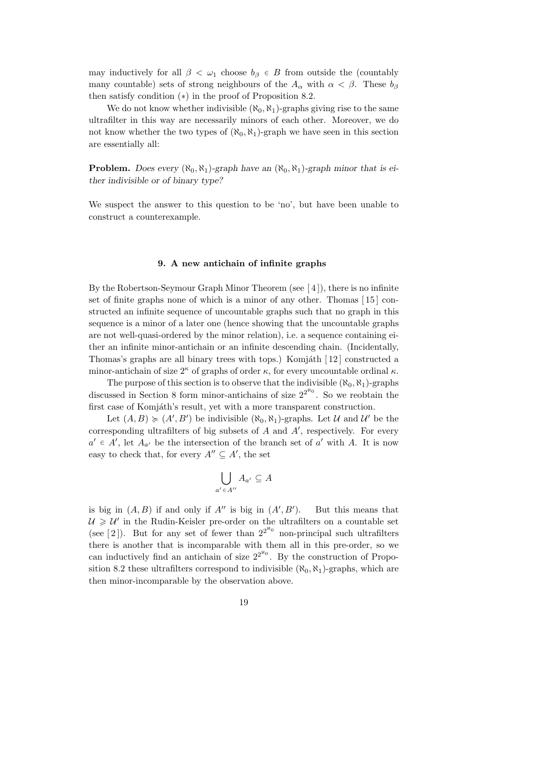may inductively for all $\beta < \omega_1$ choose $b_\beta \in B$ from outside the (countably many countable) sets of strong neighbours of the $A_\alpha$ with $\alpha < \beta$. These $b_\beta$ then satisfy condition $(*)$ in the proof of Proposition 8.2.

We do not know whether indivisible $(\aleph_0, \aleph_1)$-graphs giving rise to the same ultrafilter in this way are necessarily minors of each other. Moreover, we do not know whether the two types of $(\aleph_0, \aleph_1)$-graph we have seen in this section are essentially all:

**Problem.** *Does every $(\aleph_0, \aleph_1)$-graph have an $(\aleph_0, \aleph_1)$-graph minor that is either indivisible or of binary type?*

We suspect the answer to this question to be 'no', but have been unable to construct a counterexample.

### 9. A new antichain of infinite graphs

By the Robertson-Seymour Graph Minor Theorem (see [4]), there is no infinite set of finite graphs none of which is a minor of any other. Thomas [15] constructed an infinite sequence of uncountable graphs such that no graph in this sequence is a minor of a later one (hence showing that the uncountable graphs are not well-quasi-ordered by the minor relation), i.e. a sequence containing either an infinite minor-antichain or an infinite descending chain. (Incidentally, Thomas's graphs are all binary trees with tops.) Komjáth [12] constructed a minor-antichain of size $2^\kappa$ of graphs of order $\kappa$, for every uncountable ordinal $\kappa$.

The purpose of this section is to observe that the indivisible $(\aleph_0, \aleph_1)$-graphs discussed in Section 8 form minor-antichains of size $2^{2^{\aleph_0}}$. So we reobtain the first case of Komjáth's result, yet with a more transparent construction.

Let $(A, B) \succcurlyeq (A', B')$ be indivisible $(\aleph_0, \aleph_1)$-graphs. Let $\mathcal{U}$ and $\mathcal{U}'$ be the corresponding ultrafilters of big subsets of $A$ and $A'$, respectively. For every $a' \in A'$, let $A_{a'}$ be the intersection of the branch set of $a'$ with $A$. It is now easy to check that, for every $A'' \subseteq A'$, the set

$$\bigcup_{a' \in A''} A_{a'} \subseteq A$$

is big in $(A, B)$ if and only if $A''$ is big in $(A', B')$. But this means that $\mathcal{U} \geqslant \mathcal{U}'$ in the Rudin-Keisler pre-order on the ultrafilters on a countable set (see [2]). But for any set of fewer than $2^{2^{\aleph_0}}$ non-principal such ultrafilters there is another that is incomparable with them all in this pre-order, so we can inductively find an antichain of size $2^{2^{\aleph_0}}$. By the construction of Proposition 8.2 these ultrafilters correspond to indivisible $(\aleph_0, \aleph_1)$-graphs, which are then minor-incomparable by the observation above.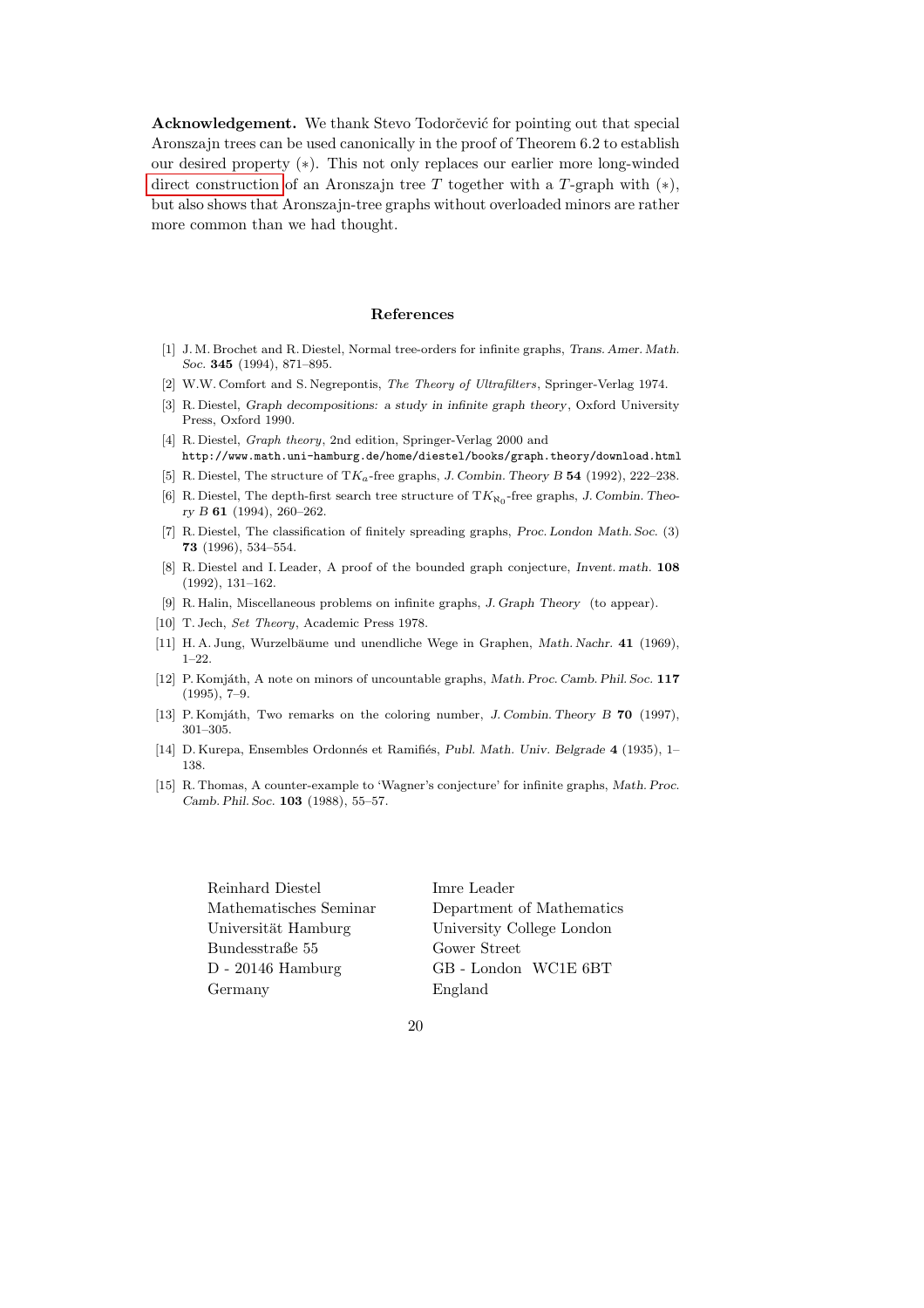**Acknowledgement.** We thank Stevo Todorčević for pointing out that special Aronszajn trees can be used canonically in the proof of Theorem 6.2 to establish our desired property $(*)$. This not only replaces our earlier more long-winded direct construction of an Aronszajn tree $T$ together with a $T$-graph with $(*)$, but also shows that Aronszajn-tree graphs without overloaded minors are rather more common than we had thought.

## References

[1] J. M. Brochet and R. Diestel, Normal tree-orders for infinite graphs, *Trans. Amer. Math. Soc.* **345** (1994), 871–895.

[2] W.W. Comfort and S. Negrepontis, *The Theory of Ultrafilters*, Springer-Verlag 1974.

[3] R. Diestel, *Graph decompositions: a study in infinite graph theory*, Oxford University Press, Oxford 1990.

[4] R. Diestel, *Graph theory*, 2nd edition, Springer-Verlag 2000 and `http://www.math.uni-hamburg.de/home/diestel/books/graph.theory/download.html`

[5] R. Diestel, The structure of $TK_a$-free graphs, *J. Combin. Theory B* **54** (1992), 222–238.

[6] R. Diestel, The depth-first search tree structure of $TK_{\aleph_0}$-free graphs, *J. Combin. Theory B* **61** (1994), 260–262.

[7] R. Diestel, The classification of finitely spreading graphs, *Proc. London Math. Soc.* (3) **73** (1996), 534–554.

[8] R. Diestel and I. Leader, A proof of the bounded graph conjecture, *Invent. math.* **108** (1992), 131–162.

[9] R. Halin, Miscellaneous problems on infinite graphs, *J. Graph Theory* (to appear).

[10] T. Jech, *Set Theory*, Academic Press 1978.

[11] H. A. Jung, Wurzelbäume und unendliche Wege in Graphen, *Math. Nachr.* **41** (1969), 1–22.

[12] P. Komjáth, A note on minors of uncountable graphs, *Math. Proc. Camb. Phil. Soc.* **117** (1995), 7–9.

[13] P. Komjáth, Two remarks on the coloring number, *J. Combin. Theory B* **70** (1997), 301–305.

[14] D. Kurepa, Ensembles Ordonnés et Ramifiés, *Publ. Math. Univ. Belgrade* **4** (1935), 1–138.

[15] R. Thomas, A counter-example to 'Wagner's conjecture' for infinite graphs, *Math. Proc. Camb. Phil. Soc.* **103** (1988), 55–57.

Reinhard Diestel
Mathematisches Seminar
Universität Hamburg
Bundesstraße 55
D - 20146 Hamburg
Germany

Imre Leader
Department of Mathematics
University College London
Gower Street
GB - London WC1E 6BT
England